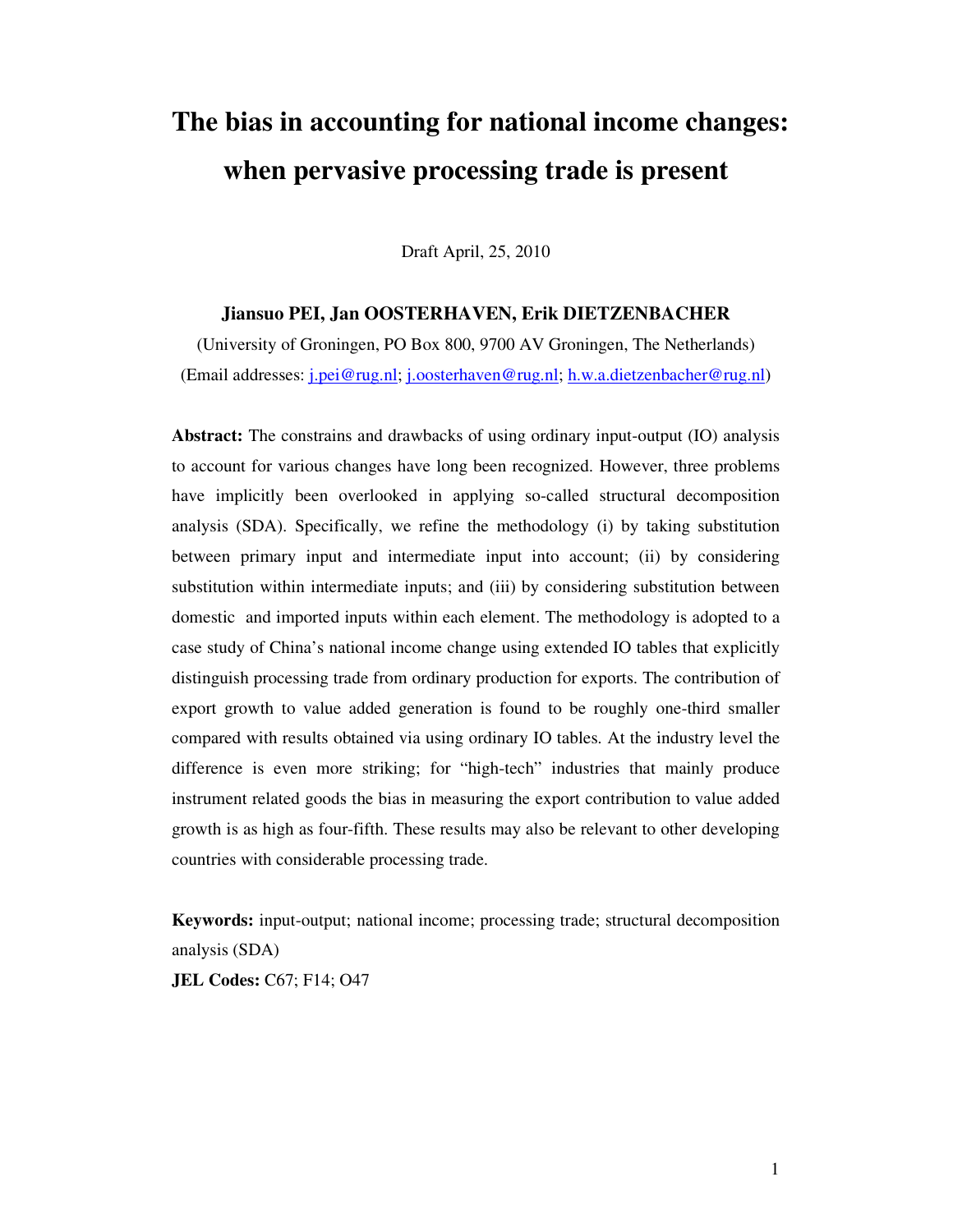# The bias in accounting for national income changes: when pervasive processing trade is present

Draft April, 25, 2010

**Jiansuo PEI, Jan OOSTERHAVEN, Erik DIETZENBACHER**

(University of Groningen, PO Box 800, 9700 AV Groningen, The Netherlands)

(Email addresses: j.pei@rug.nl; j.oosterhaven@rug.nl; h.w.a.dietzenbacher@rug.nl)

**Abstract:** The constrains and drawbacks of using ordinary input-output (IO) analysis to account for various changes have long been recognized. However, three problems have implicitly been overlooked in applying so-called structural decomposition analysis (SDA). Specifically, we refine the methodology (i) by taking substitution between primary input and intermediate input into account; (ii) by considering substitution within intermediate inputs; and (iii) by considering substitution between domestic and imported inputs within each element. The methodology is adopted to a case study of China's national income change using extended IO tables that explicitly distinguish processing trade from ordinary production for exports. The contribution of export growth to value added generation is found to be roughly one-third smaller compared with results obtained via using ordinary IO tables. At the industry level the difference is even more striking; for "high-tech" industries that mainly produce instrument related goods the bias in measuring the export contribution to value added growth is as high as four-fifth. These results may also be relevant to other developing countries with considerable processing trade.

**Keywords:** input-output; national income; processing trade; structural decomposition analysis (SDA)

**JEL Codes:** C67; F14; O47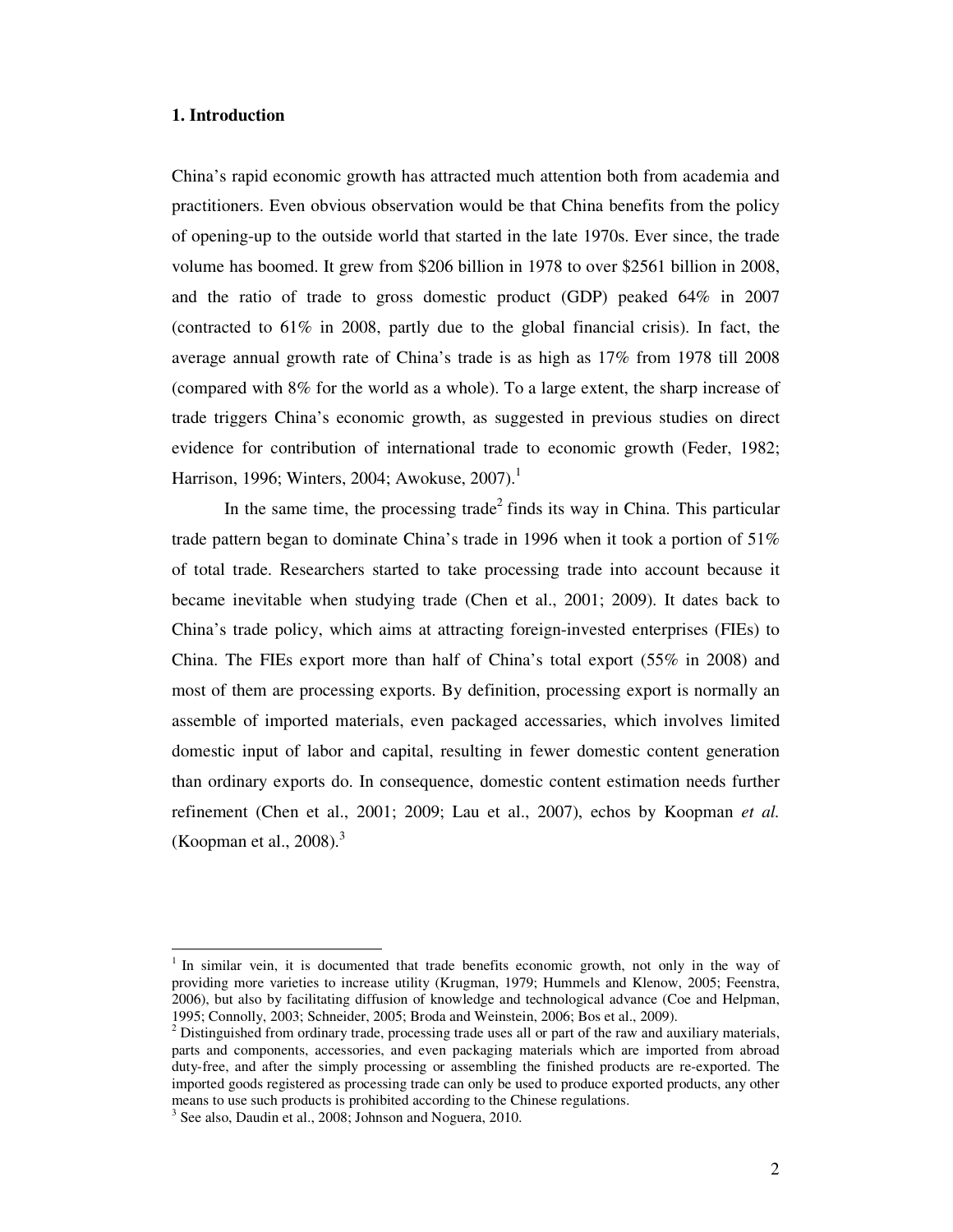## 1. Introduction

China's rapid economic growth has attracted much attention both from academia and practitioners. Even obvious observation would be that China benefits from the policy of opening-up to the outside world that started in the late 1970s. Ever since, the trade volume has boomed. It grew from \$206 billion in 1978 to over \$2561 billion in 2008, and the ratio of trade to gross domestic product (GDP) peaked 64% in 2007 (contracted to 61% in 2008, partly due to the global financial crisis). In fact, the average annual growth rate of China's trade is as high as 17% from 1978 till 2008 (compared with 8% for the world as a whole). To a large extent, the sharp increase of trade triggers China's economic growth, as suggested in previous studies on direct evidence for contribution of international trade to economic growth (Feder, 1982; Harrison, 1996; Winters, 2004; Awokuse, 2007).[1]

In the same time, the processing trade[2] finds its way in China. This particular trade pattern began to dominate China's trade in 1996 when it took a portion of 51% of total trade. Researchers started to take processing trade into account because it became inevitable when studying trade (Chen et al., 2001; 2009). It dates back to China's trade policy, which aims at attracting foreign-invested enterprises (FIEs) to China. The FIEs export more than half of China's total export (55% in 2008) and most of them are processing exports. By definition, processing export is normally an assemble of imported materials, even packaged accessaries, which involves limited domestic input of labor and capital, resulting in fewer domestic content generation than ordinary exports do. In consequence, domestic content estimation needs further refinement (Chen et al., 2001; 2009; Lau et al., 2007), echos by Koopman *et al.* (Koopman et al., 2008).[3]

---

[1] In similar vein, it is documented that trade benefits economic growth, not only in the way of providing more varieties to increase utility (Krugman, 1979; Hummels and Klenow, 2005; Feenstra, 2006), but also by facilitating diffusion of knowledge and technological advance (Coe and Helpman, 1995; Connolly, 2003; Schneider, 2005; Broda and Weinstein, 2006; Bos et al., 2009).

[2] Distinguished from ordinary trade, processing trade uses all or part of the raw and auxiliary materials, parts and components, accessories, and even packaging materials which are imported from abroad duty-free, and after the simply processing or assembling the finished products are re-exported. The imported goods registered as processing trade can only be used to produce exported products, any other means to use such products is prohibited according to the Chinese regulations.

[3] See also, Daudin et al., 2008; Johnson and Noguera, 2010.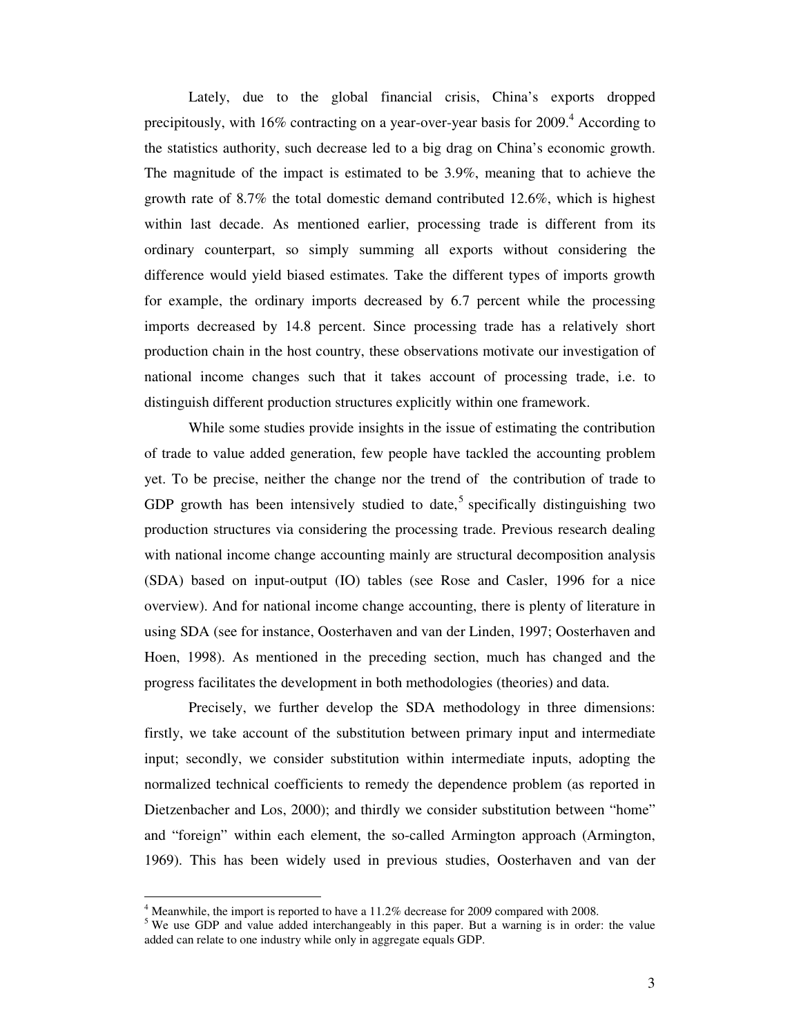Lately, due to the global financial crisis, China's exports dropped precipitously, with 16% contracting on a year-over-year basis for 2009.[4] According to the statistics authority, such decrease led to a big drag on China's economic growth. The magnitude of the impact is estimated to be 3.9%, meaning that to achieve the growth rate of 8.7% the total domestic demand contributed 12.6%, which is highest within last decade. As mentioned earlier, processing trade is different from its ordinary counterpart, so simply summing all exports without considering the difference would yield biased estimates. Take the different types of imports growth for example, the ordinary imports decreased by 6.7 percent while the processing imports decreased by 14.8 percent. Since processing trade has a relatively short production chain in the host country, these observations motivate our investigation of national income changes such that it takes account of processing trade, i.e. to distinguish different production structures explicitly within one framework.

While some studies provide insights in the issue of estimating the contribution of trade to value added generation, few people have tackled the accounting problem yet. To be precise, neither the change nor the trend of the contribution of trade to GDP growth has been intensively studied to date,[5] specifically distinguishing two production structures via considering the processing trade. Previous research dealing with national income change accounting mainly are structural decomposition analysis (SDA) based on input-output (IO) tables (see Rose and Casler, 1996 for a nice overview). And for national income change accounting, there is plenty of literature in using SDA (see for instance, Oosterhaven and van der Linden, 1997; Oosterhaven and Hoen, 1998). As mentioned in the preceding section, much has changed and the progress facilitates the development in both methodologies (theories) and data.

Precisely, we further develop the SDA methodology in three dimensions: firstly, we take account of the substitution between primary input and intermediate input; secondly, we consider substitution within intermediate inputs, adopting the normalized technical coefficients to remedy the dependence problem (as reported in Dietzenbacher and Los, 2000); and thirdly we consider substitution between "home" and "foreign" within each element, the so-called Armington approach (Armington, 1969). This has been widely used in previous studies, Oosterhaven and van der

[4] Meanwhile, the import is reported to have a 11.2% decrease for 2009 compared with 2008.

[5] We use GDP and value added interchangeably in this paper. But a warning is in order: the value added can relate to one industry while only in aggregate equals GDP.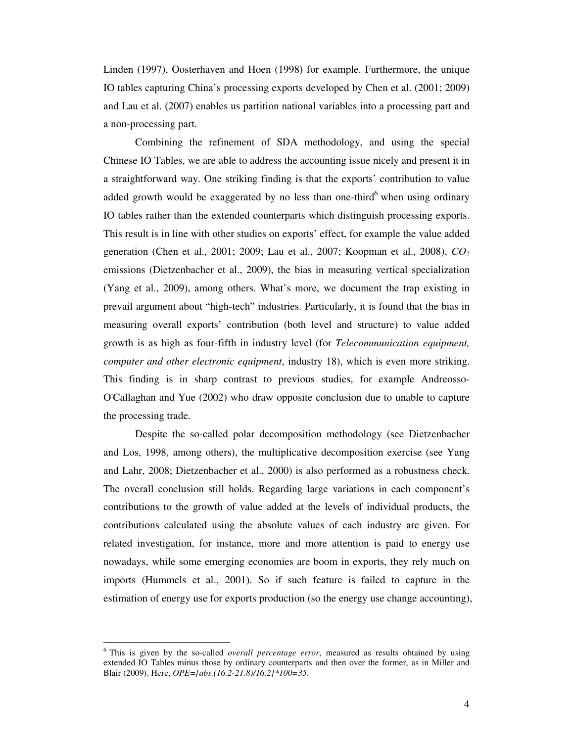Linden (1997), Oosterhaven and Hoen (1998) for example. Furthermore, the unique IO tables capturing China's processing exports developed by Chen et al. (2001; 2009) and Lau et al. (2007) enables us partition national variables into a processing part and a non-processing part.

Combining the refinement of SDA methodology, and using the special Chinese IO Tables, we are able to address the accounting issue nicely and present it in a straightforward way. One striking finding is that the exports' contribution to value added growth would be exaggerated by no less than one-third[6] when using ordinary IO tables rather than the extended counterparts which distinguish processing exports. This result is in line with other studies on exports' effect, for example the value added generation (Chen et al., 2001; 2009; Lau et al., 2007; Koopman et al., 2008), $CO_2$ emissions (Dietzenbacher et al., 2009), the bias in measuring vertical specialization (Yang et al., 2009), among others. What's more, we document the trap existing in prevail argument about "high-tech" industries. Particularly, it is found that the bias in measuring overall exports' contribution (both level and structure) to value added growth is as high as four-fifth in industry level (for *Telecommunication equipment, computer and other electronic equipment*, industry 18), which is even more striking. This finding is in sharp contrast to previous studies, for example Andreosso-O'Callaghan and Yue (2002) who draw opposite conclusion due to unable to capture the processing trade.

Despite the so-called polar decomposition methodology (see Dietzenbacher and Los, 1998, among others), the multiplicative decomposition exercise (see Yang and Lahr, 2008; Dietzenbacher et al., 2000) is also performed as a robustness check. The overall conclusion still holds. Regarding large variations in each component's contributions to the growth of value added at the levels of individual products, the contributions calculated using the absolute values of each industry are given. For related investigation, for instance, more and more attention is paid to energy use nowadays, while some emerging economies are boom in exports, they rely much on imports (Hummels et al., 2001). So if such feature is failed to capture in the estimation of energy use for exports production (so the energy use change accounting),

---

[6] This is given by the so-called *overall percentage error*, measured as results obtained by using extended IO Tables minus those by ordinary counterparts and then over the former, as in Miller and Blair (2009). Here, *OPE=[abs.(16.2-21.8)/16.2]\*100=35*.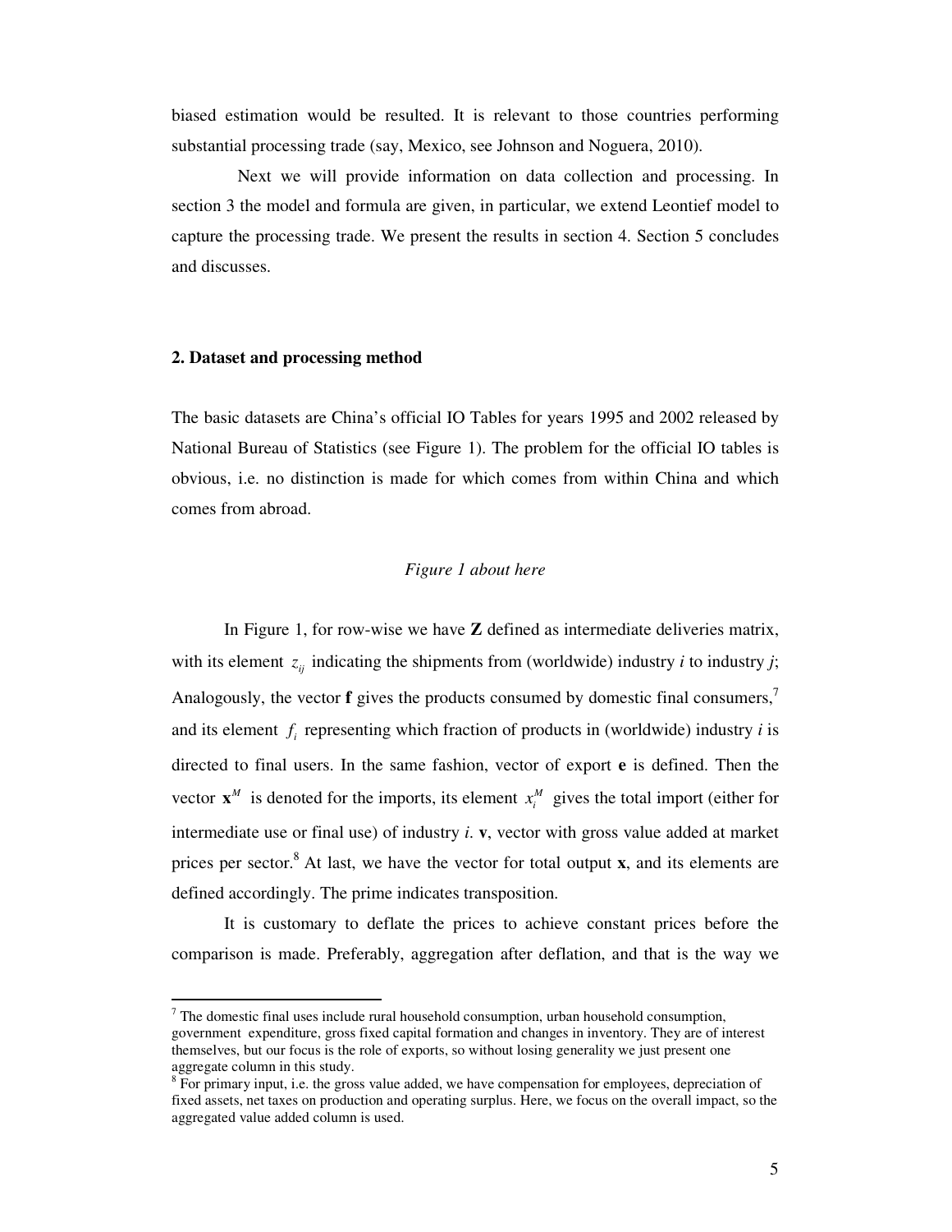biased estimation would be resulted. It is relevant to those countries performing substantial processing trade (say, Mexico, see Johnson and Noguera, 2010).

Next we will provide information on data collection and processing. In section 3 the model and formula are given, in particular, we extend Leontief model to capture the processing trade. We present the results in section 4. Section 5 concludes and discusses.

## 2. Dataset and processing method

The basic datasets are China's official IO Tables for years 1995 and 2002 released by National Bureau of Statistics (see Figure 1). The problem for the official IO tables is obvious, i.e. no distinction is made for which comes from within China and which comes from abroad.

*Figure 1 about here*

In Figure 1, for row-wise we have **Z** defined as intermediate deliveries matrix, with its element $z_{ij}$ indicating the shipments from (worldwide) industry *i* to industry *j*; Analogously, the vector **f** gives the products consumed by domestic final consumers,[7] and its element $f_i$ representing which fraction of products in (worldwide) industry *i* is directed to final users. In the same fashion, vector of export **e** is defined. Then the vector $\mathbf{x}^M$ is denoted for the imports, its element $x_i^M$ gives the total import (either for intermediate use or final use) of industry *i*. **v**, vector with gross value added at market prices per sector.[8] At last, we have the vector for total output **x**, and its elements are defined accordingly. The prime indicates transposition.

It is customary to deflate the prices to achieve constant prices before the comparison is made. Preferably, aggregation after deflation, and that is the way we

[7] The domestic final uses include rural household consumption, urban household consumption, government expenditure, gross fixed capital formation and changes in inventory. They are of interest themselves, but our focus is the role of exports, so without losing generality we just present one aggregate column in this study.

[8] For primary input, i.e. the gross value added, we have compensation for employees, depreciation of fixed assets, net taxes on production and operating surplus. Here, we focus on the overall impact, so the aggregated value added column is used.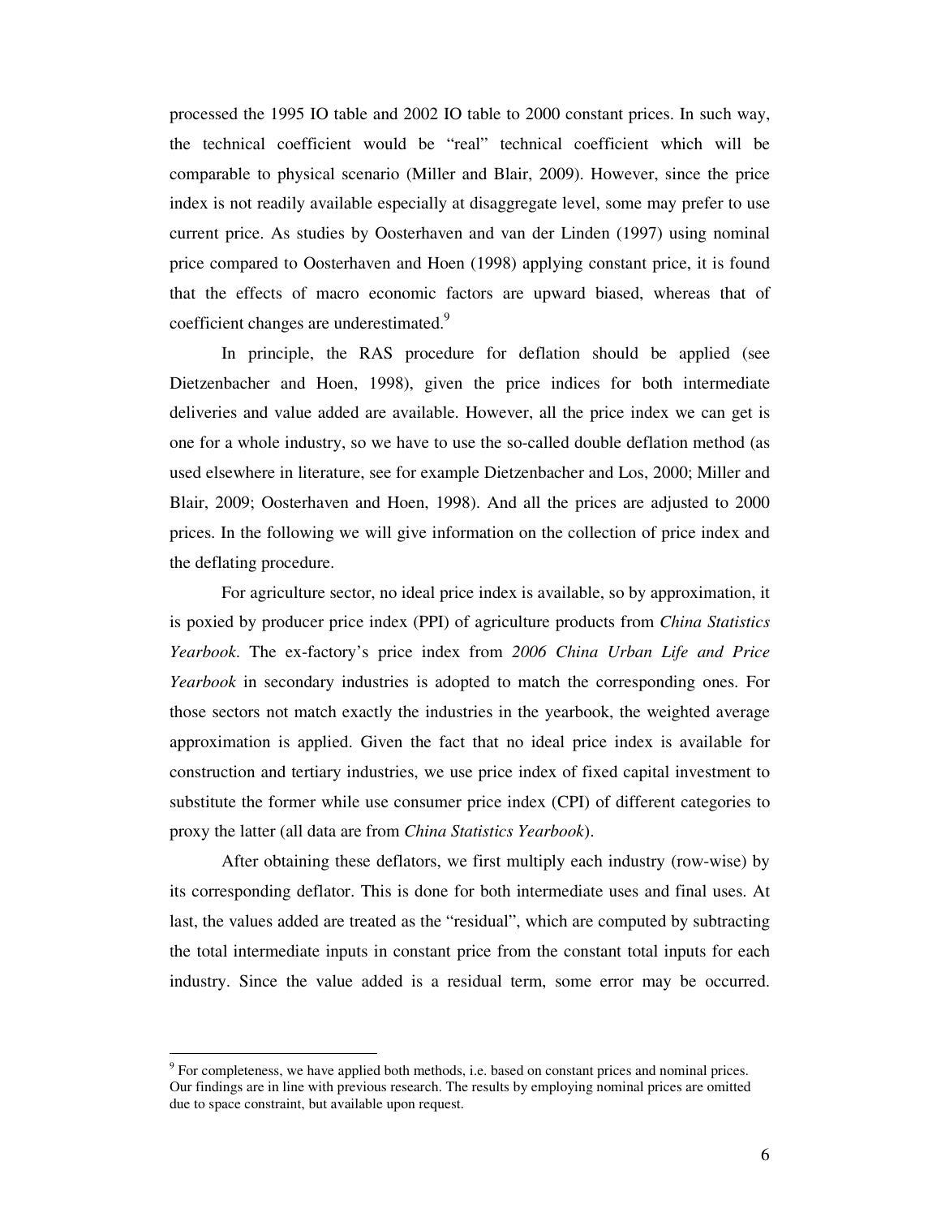processed the 1995 IO table and 2002 IO table to 2000 constant prices. In such way, the technical coefficient would be "real" technical coefficient which will be comparable to physical scenario (Miller and Blair, 2009). However, since the price index is not readily available especially at disaggregate level, some may prefer to use current price. As studies by Oosterhaven and van der Linden (1997) using nominal price compared to Oosterhaven and Hoen (1998) applying constant price, it is found that the effects of macro economic factors are upward biased, whereas that of coefficient changes are underestimated.[9]

In principle, the RAS procedure for deflation should be applied (see Dietzenbacher and Hoen, 1998), given the price indices for both intermediate deliveries and value added are available. However, all the price index we can get is one for a whole industry, so we have to use the so-called double deflation method (as used elsewhere in literature, see for example Dietzenbacher and Los, 2000; Miller and Blair, 2009; Oosterhaven and Hoen, 1998). And all the prices are adjusted to 2000 prices. In the following we will give information on the collection of price index and the deflating procedure.

For agriculture sector, no ideal price index is available, so by approximation, it is poxied by producer price index (PPI) of agriculture products from *China Statistics Yearbook*. The ex-factory's price index from *2006 China Urban Life and Price Yearbook* in secondary industries is adopted to match the corresponding ones. For those sectors not match exactly the industries in the yearbook, the weighted average approximation is applied. Given the fact that no ideal price index is available for construction and tertiary industries, we use price index of fixed capital investment to substitute the former while use consumer price index (CPI) of different categories to proxy the latter (all data are from *China Statistics Yearbook*).

After obtaining these deflators, we first multiply each industry (row-wise) by its corresponding deflator. This is done for both intermediate uses and final uses. At last, the values added are treated as the "residual", which are computed by subtracting the total intermediate inputs in constant price from the constant total inputs for each industry. Since the value added is a residual term, some error may be occurred.

---

[9] For completeness, we have applied both methods, i.e. based on constant prices and nominal prices. Our findings are in line with previous research. The results by employing nominal prices are omitted due to space constraint, but available upon request.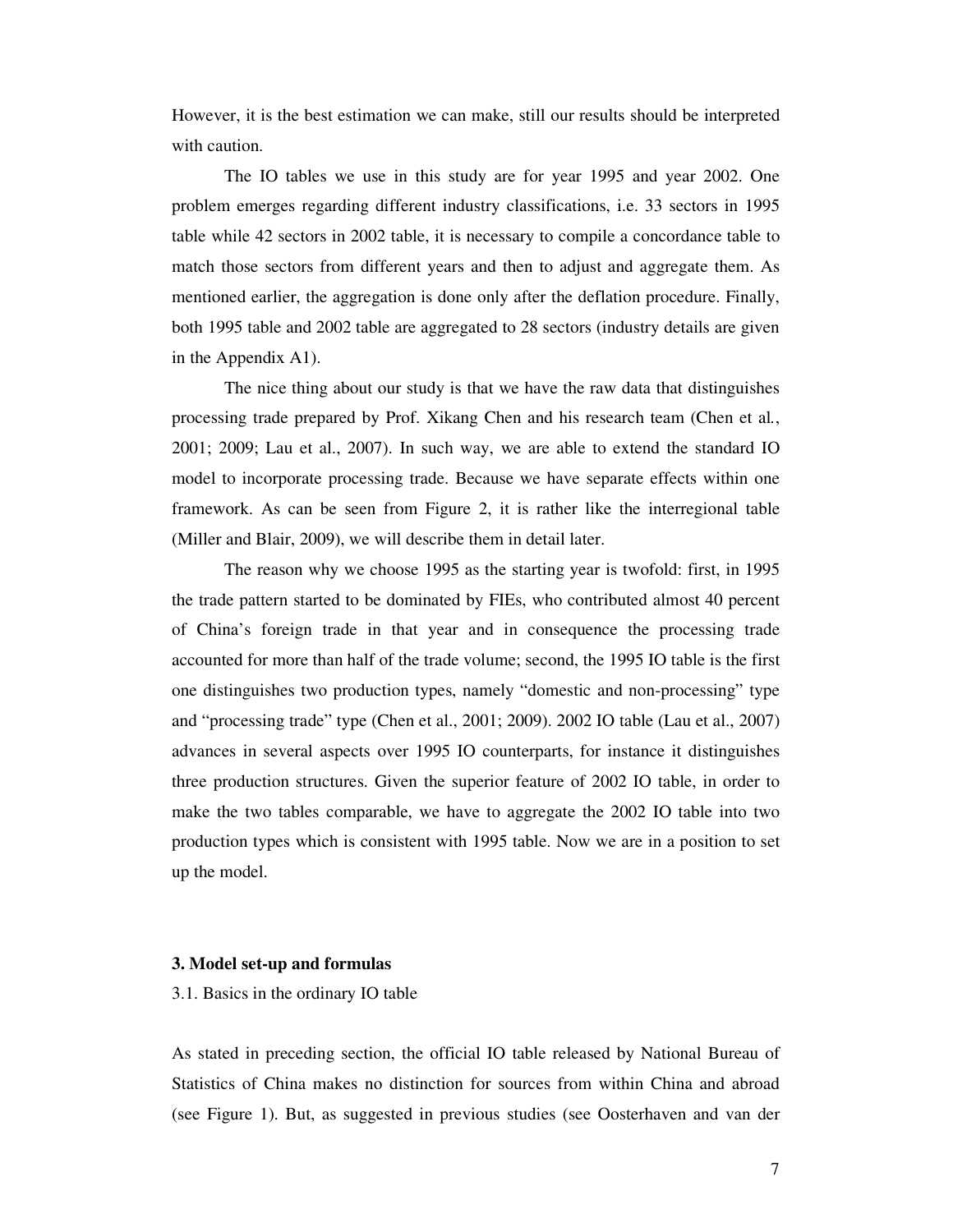However, it is the best estimation we can make, still our results should be interpreted with caution.

The IO tables we use in this study are for year 1995 and year 2002. One problem emerges regarding different industry classifications, i.e. 33 sectors in 1995 table while 42 sectors in 2002 table, it is necessary to compile a concordance table to match those sectors from different years and then to adjust and aggregate them. As mentioned earlier, the aggregation is done only after the deflation procedure. Finally, both 1995 table and 2002 table are aggregated to 28 sectors (industry details are given in the Appendix A1).

The nice thing about our study is that we have the raw data that distinguishes processing trade prepared by Prof. Xikang Chen and his research team (Chen et al., 2001; 2009; Lau et al., 2007). In such way, we are able to extend the standard IO model to incorporate processing trade. Because we have separate effects within one framework. As can be seen from Figure 2, it is rather like the interregional table (Miller and Blair, 2009), we will describe them in detail later.

The reason why we choose 1995 as the starting year is twofold: first, in 1995 the trade pattern started to be dominated by FIEs, who contributed almost 40 percent of China's foreign trade in that year and in consequence the processing trade accounted for more than half of the trade volume; second, the 1995 IO table is the first one distinguishes two production types, namely "domestic and non-processing" type and "processing trade" type (Chen et al., 2001; 2009). 2002 IO table (Lau et al., 2007) advances in several aspects over 1995 IO counterparts, for instance it distinguishes three production structures. Given the superior feature of 2002 IO table, in order to make the two tables comparable, we have to aggregate the 2002 IO table into two production types which is consistent with 1995 table. Now we are in a position to set up the model.

## 3. Model set-up and formulas

### 3.1. Basics in the ordinary IO table

As stated in preceding section, the official IO table released by National Bureau of Statistics of China makes no distinction for sources from within China and abroad (see Figure 1). But, as suggested in previous studies (see Oosterhaven and van der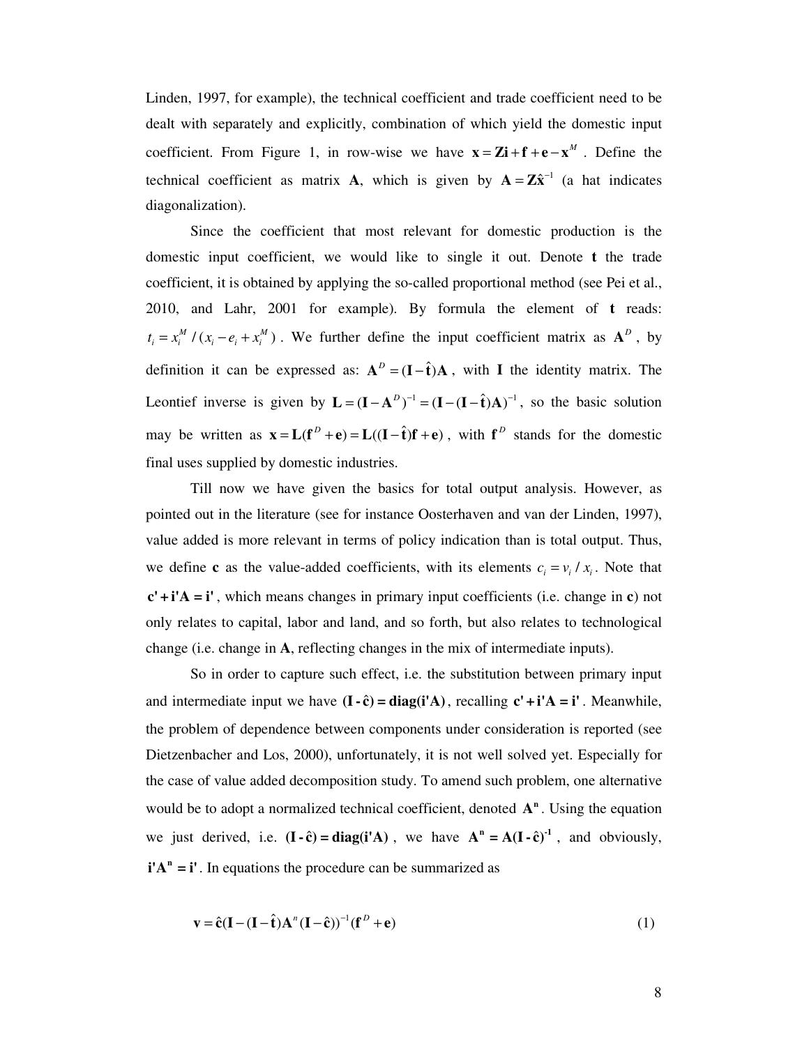Linden, 1997, for example), the technical coefficient and trade coefficient need to be dealt with separately and explicitly, combination of which yield the domestic input coefficient. From Figure 1, in row-wise we have $\mathbf{x} = \mathbf{Zi} + \mathbf{f} + \mathbf{e} - \mathbf{x}^M$ . Define the technical coefficient as matrix **A**, which is given by $\mathbf{A} = \mathbf{Z}\hat{\mathbf{x}}^{-1}$ (a hat indicates diagonalization).

Since the coefficient that most relevant for domestic production is the domestic input coefficient, we would like to single it out. Denote **t** the trade coefficient, it is obtained by applying the so-called proportional method (see Pei et al., 2010, and Lahr, 2001 for example). By formula the element of **t** reads: $t_i = x_i^M / (x_i - e_i + x_i^M)$ . We further define the input coefficient matrix as $\mathbf{A}^D$ , by definition it can be expressed as: $\mathbf{A}^D = (\mathbf{I} - \hat{\mathbf{t}})\mathbf{A}$ , with **I** the identity matrix. The Leontief inverse is given by $\mathbf{L} = (\mathbf{I} - \mathbf{A}^D)^{-1} = (\mathbf{I} - (\mathbf{I} - \hat{\mathbf{t}})\mathbf{A})^{-1}$ , so the basic solution may be written as $\mathbf{x} = \mathbf{L}(\mathbf{f}^D + \mathbf{e}) = \mathbf{L}((\mathbf{I} - \hat{\mathbf{t}})\mathbf{f} + \mathbf{e})$ , with $\mathbf{f}^D$ stands for the domestic final uses supplied by domestic industries.

Till now we have given the basics for total output analysis. However, as pointed out in the literature (see for instance Oosterhaven and van der Linden, 1997), value added is more relevant in terms of policy indication than is total output. Thus, we define **c** as the value-added coefficients, with its elements $c_i = v_i / x_i$. Note that $\mathbf{c'} + \mathbf{i'A} = \mathbf{i'}$ , which means changes in primary input coefficients (i.e. change in **c**) not only relates to capital, labor and land, and so forth, but also relates to technological change (i.e. change in **A**, reflecting changes in the mix of intermediate inputs).

So in order to capture such effect, i.e. the substitution between primary input and intermediate input we have $(\mathbf{I} - \hat{\mathbf{c}}) = \mathbf{diag}(\mathbf{i'A})$, recalling $\mathbf{c'} + \mathbf{i'A} = \mathbf{i'}$ . Meanwhile, the problem of dependence between components under consideration is reported (see Dietzenbacher and Los, 2000), unfortunately, it is not well solved yet. Especially for the case of value added decomposition study. To amend such problem, one alternative would be to adopt a normalized technical coefficient, denoted $\mathbf{A}^\mathbf{n}$. Using the equation we just derived, i.e. $(\mathbf{I} - \hat{\mathbf{c}}) = \mathbf{diag}(\mathbf{i'A})$ , we have $\mathbf{A}^\mathbf{n} = \mathbf{A}(\mathbf{I} - \hat{\mathbf{c}})^{-1}$ , and obviously, $\mathbf{i'A}^\mathbf{n} = \mathbf{i'}$. In equations the procedure can be summarized as

$$\mathbf{v} = \hat{\mathbf{c}}(\mathbf{I} - (\mathbf{I} - \hat{\mathbf{t}})\mathbf{A}^n(\mathbf{I} - \hat{\mathbf{c}}))^{-1}(\mathbf{f}^D + \mathbf{e}) \tag{1}$$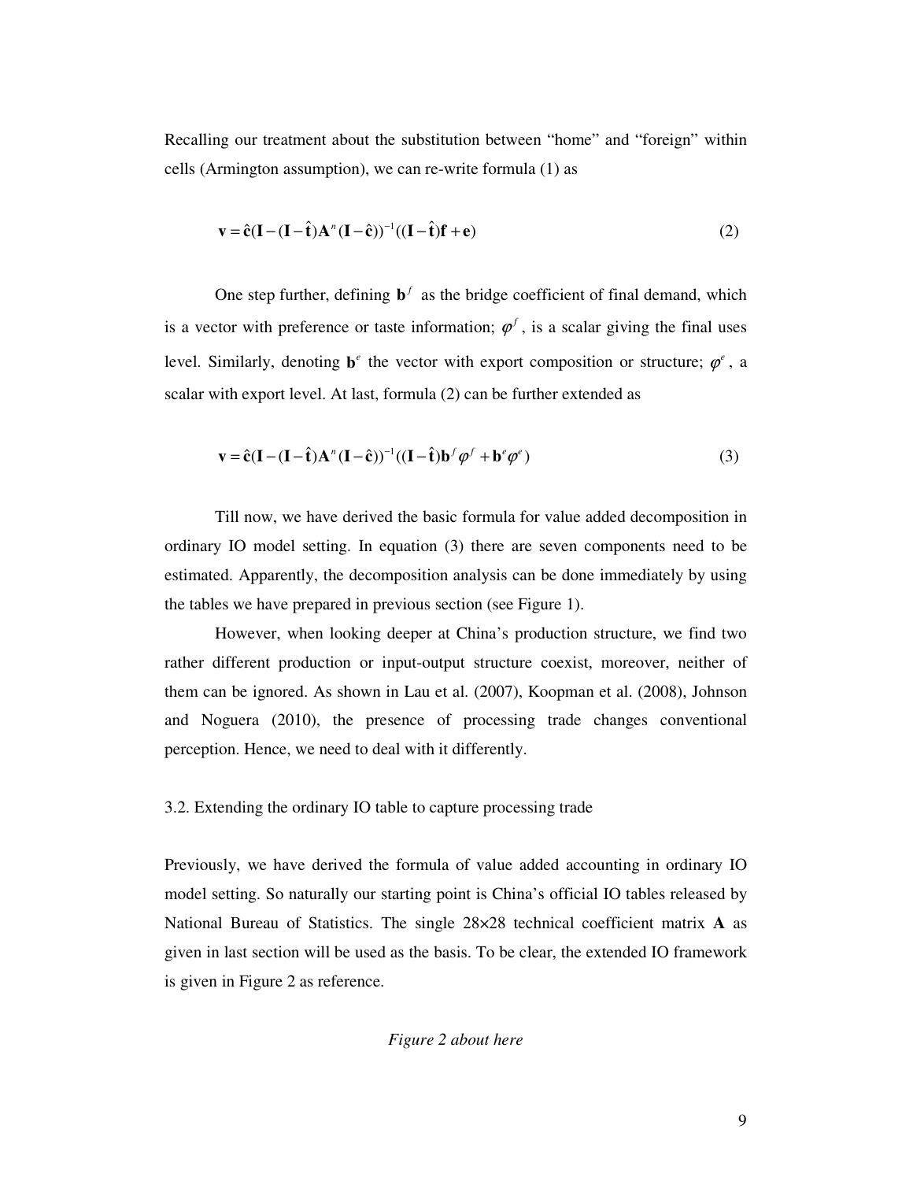Recalling our treatment about the substitution between "home" and "foreign" within cells (Armington assumption), we can re-write formula (1) as

$$\mathbf{v} = \hat{\mathbf{c}}(\mathbf{I} - (\mathbf{I} - \hat{\mathbf{t}})\mathbf{A}^{n}(\mathbf{I} - \hat{\mathbf{c}}))^{-1}((\mathbf{I} - \hat{\mathbf{t}})\mathbf{f} + \mathbf{e}) \tag{2}$$

One step further, defining $\mathbf{b}^{f}$ as the bridge coefficient of final demand, which is a vector with preference or taste information; $\varphi^{f}$, is a scalar giving the final uses level. Similarly, denoting $\mathbf{b}^{e}$ the vector with export composition or structure; $\varphi^{e}$, a scalar with export level. At last, formula (2) can be further extended as

$$\mathbf{v} = \hat{\mathbf{c}}(\mathbf{I} - (\mathbf{I} - \hat{\mathbf{t}})\mathbf{A}^{n}(\mathbf{I} - \hat{\mathbf{c}}))^{-1}((\mathbf{I} - \hat{\mathbf{t}})\mathbf{b}^{f}\varphi^{f} + \mathbf{b}^{e}\varphi^{e}) \tag{3}$$

Till now, we have derived the basic formula for value added decomposition in ordinary IO model setting. In equation (3) there are seven components need to be estimated. Apparently, the decomposition analysis can be done immediately by using the tables we have prepared in previous section (see Figure 1).

However, when looking deeper at China's production structure, we find two rather different production or input-output structure coexist, moreover, neither of them can be ignored. As shown in Lau et al. (2007), Koopman et al. (2008), Johnson and Noguera (2010), the presence of processing trade changes conventional perception. Hence, we need to deal with it differently.

### 3.2. Extending the ordinary IO table to capture processing trade

Previously, we have derived the formula of value added accounting in ordinary IO model setting. So naturally our starting point is China's official IO tables released by National Bureau of Statistics. The single 28×28 technical coefficient matrix **A** as given in last section will be used as the basis. To be clear, the extended IO framework is given in Figure 2 as reference.

*Figure 2 about here*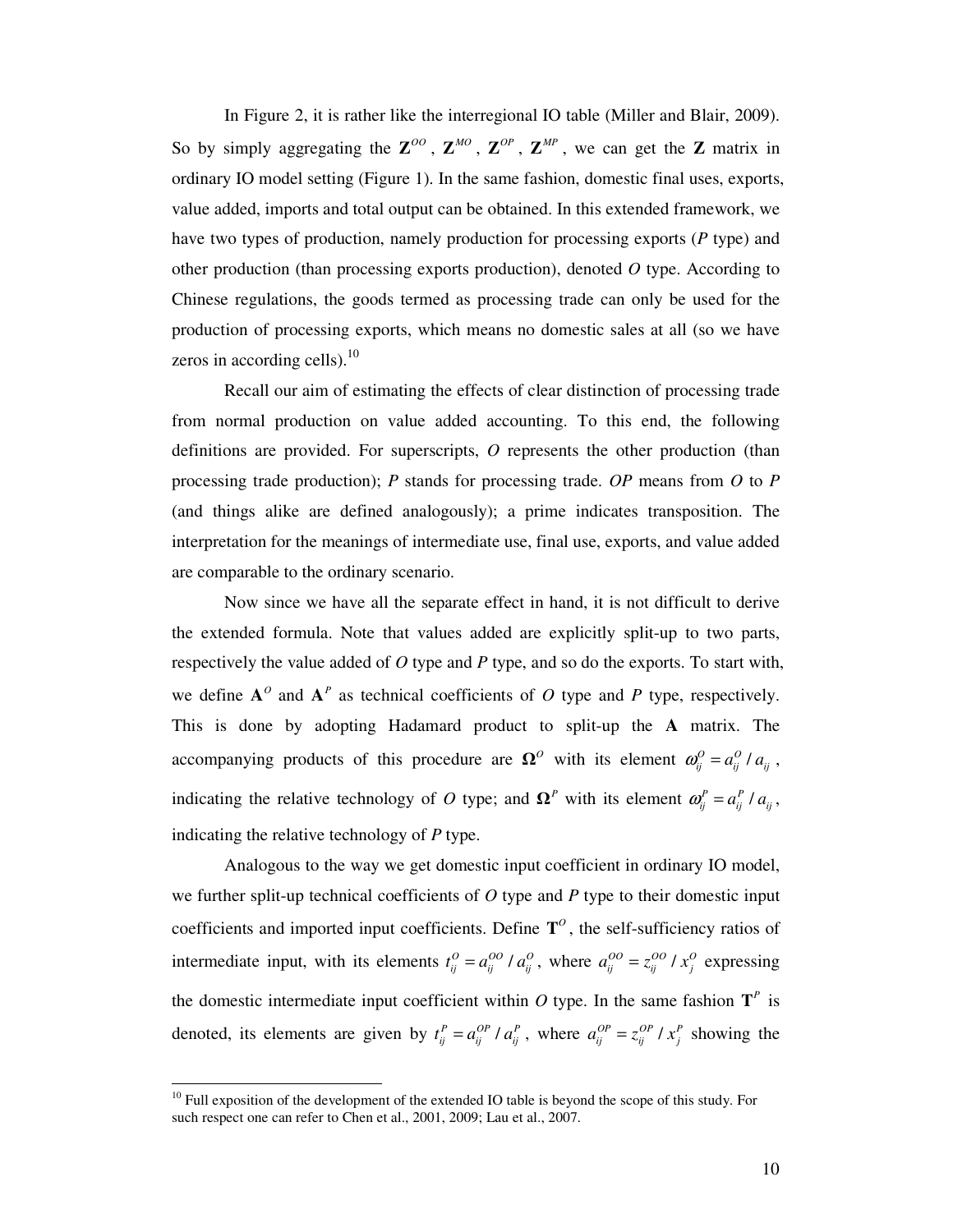In Figure 2, it is rather like the interregional IO table (Miller and Blair, 2009). So by simply aggregating the $\mathbf{Z}^{OO}$, $\mathbf{Z}^{MO}$, $\mathbf{Z}^{OP}$, $\mathbf{Z}^{MP}$, we can get the $\mathbf{Z}$ matrix in ordinary IO model setting (Figure 1). In the same fashion, domestic final uses, exports, value added, imports and total output can be obtained. In this extended framework, we have two types of production, namely production for processing exports (*P* type) and other production (than processing exports production), denoted *O* type. According to Chinese regulations, the goods termed as processing trade can only be used for the production of processing exports, which means no domestic sales at all (so we have zeros in according cells).[10]

Recall our aim of estimating the effects of clear distinction of processing trade from normal production on value added accounting. To this end, the following definitions are provided. For superscripts, *O* represents the other production (than processing trade production); *P* stands for processing trade. *OP* means from *O* to *P* (and things alike are defined analogously); a prime indicates transposition. The interpretation for the meanings of intermediate use, final use, exports, and value added are comparable to the ordinary scenario.

Now since we have all the separate effect in hand, it is not difficult to derive the extended formula. Note that values added are explicitly split-up to two parts, respectively the value added of *O* type and *P* type, and so do the exports. To start with, we define $\mathbf{A}^{O}$ and $\mathbf{A}^{P}$ as technical coefficients of *O* type and *P* type, respectively. This is done by adopting Hadamard product to split-up the $\mathbf{A}$ matrix. The accompanying products of this procedure are $\mathbf{\Omega}^{O}$ with its element $\omega_{ij}^{O} = a_{ij}^{O} / a_{ij}$, indicating the relative technology of *O* type; and $\mathbf{\Omega}^{P}$ with its element $\omega_{ij}^{P} = a_{ij}^{P} / a_{ij}$, indicating the relative technology of *P* type.

Analogous to the way we get domestic input coefficient in ordinary IO model, we further split-up technical coefficients of *O* type and *P* type to their domestic input coefficients and imported input coefficients. Define $\mathbf{T}^{O}$, the self-sufficiency ratios of intermediate input, with its elements $t_{ij}^{O} = a_{ij}^{OO} / a_{ij}^{O}$, where $a_{ij}^{OO} = z_{ij}^{OO} / x_{j}^{O}$ expressing the domestic intermediate input coefficient within *O* type. In the same fashion $\mathbf{T}^{P}$ is denoted, its elements are given by $t_{ij}^{P} = a_{ij}^{OP} / a_{ij}^{P}$, where $a_{ij}^{OP} = z_{ij}^{OP} / x_{j}^{P}$ showing the

[10] Full exposition of the development of the extended IO table is beyond the scope of this study. For such respect one can refer to Chen et al., 2001, 2009; Lau et al., 2007.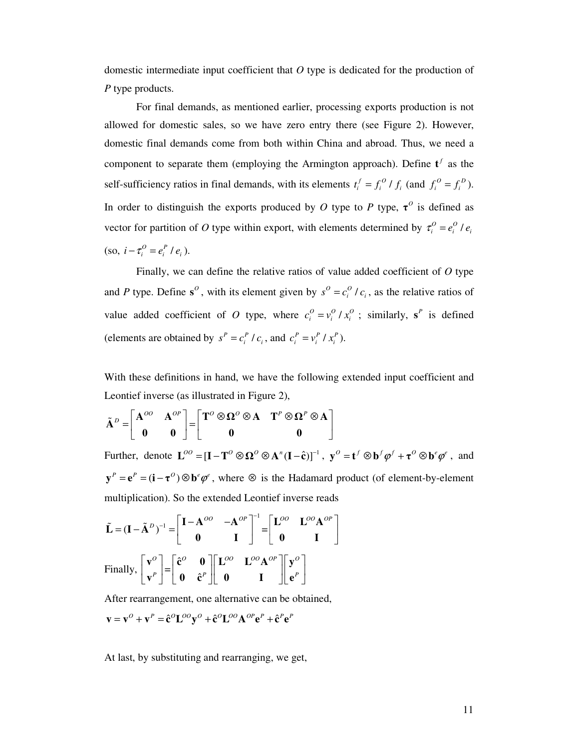domestic intermediate input coefficient that *O* type is dedicated for the production of *P* type products.

For final demands, as mentioned earlier, processing exports production is not allowed for domestic sales, so we have zero entry there (see Figure 2). However, domestic final demands come from both within China and abroad. Thus, we need a component to separate them (employing the Armington approach). Define $\mathbf{t}^f$ as the self-sufficiency ratios in final demands, with its elements $t_i^f = f_i^O / f_i$ (and $f_i^O = f_i^D$). In order to distinguish the exports produced by *O* type to *P* type, $\boldsymbol{\tau}^O$ is defined as vector for partition of *O* type within export, with elements determined by $\tau_i^O = e_i^O / e_i$ (so, $i - \tau_i^O = e_i^P / e_i$).

Finally, we can define the relative ratios of value added coefficient of *O* type and *P* type. Define $\mathbf{s}^O$, with its element given by $s^O = c_i^O / c_i$, as the relative ratios of value added coefficient of *O* type, where $c_i^O = v_i^O / x_i^O$ ; similarly, $\mathbf{s}^P$ is defined (elements are obtained by $s^P = c_i^P / c_i$, and $c_i^P = v_i^P / x_i^P$).

With these definitions in hand, we have the following extended input coefficient and Leontief inverse (as illustrated in Figure 2),

$$\tilde{\mathbf{A}}^D = \begin{bmatrix} \mathbf{A}^{OO} & \mathbf{A}^{OP} \\ \mathbf{0} & \mathbf{0} \end{bmatrix} = \begin{bmatrix} \mathbf{T}^O \otimes \boldsymbol{\Omega}^O \otimes \mathbf{A} & \mathbf{T}^P \otimes \boldsymbol{\Omega}^P \otimes \mathbf{A} \\ \mathbf{0} & \mathbf{0} \end{bmatrix}$$

Further, denote $\mathbf{L}^{OO} = [\mathbf{I} - \mathbf{T}^O \otimes \boldsymbol{\Omega}^O \otimes \mathbf{A}^n(\mathbf{I} - \hat{\mathbf{c}})]^{-1}$, $\mathbf{y}^O = \mathbf{t}^f \otimes \mathbf{b}^f \varphi^f + \boldsymbol{\tau}^O \otimes \mathbf{b}^e \varphi^e$, and $\mathbf{y}^P = \mathbf{e}^P = (\mathbf{i} - \boldsymbol{\tau}^O) \otimes \mathbf{b}^e \varphi^e$, where $\otimes$ is the Hadamard product (of element-by-element multiplication). So the extended Leontief inverse reads

$$\tilde{\mathbf{L}} = (\mathbf{I} - \tilde{\mathbf{A}}^D)^{-1} = \begin{bmatrix} \mathbf{I} - \mathbf{A}^{OO} & -\mathbf{A}^{OP} \\ \mathbf{0} & \mathbf{I} \end{bmatrix}^{-1} = \begin{bmatrix} \mathbf{L}^{OO} & \mathbf{L}^{OO}\mathbf{A}^{OP} \\ \mathbf{0} & \mathbf{I} \end{bmatrix}$$

Finally, $\begin{bmatrix} \mathbf{v}^O \\ \mathbf{v}^P \end{bmatrix} = \begin{bmatrix} \hat{\mathbf{c}}^O & \mathbf{0} \\ \mathbf{0} & \hat{\mathbf{c}}^P \end{bmatrix} \begin{bmatrix} \mathbf{L}^{OO} & \mathbf{L}^{OO}\mathbf{A}^{OP} \\ \mathbf{0} & \mathbf{I} \end{bmatrix} \begin{bmatrix} \mathbf{y}^O \\ \mathbf{e}^P \end{bmatrix}$

After rearrangement, one alternative can be obtained,

$$\mathbf{v} = \mathbf{v}^O + \mathbf{v}^P = \hat{\mathbf{c}}^O \mathbf{L}^{OO} \mathbf{y}^O + \hat{\mathbf{c}}^O \mathbf{L}^{OO} \mathbf{A}^{OP} \mathbf{e}^P + \hat{\mathbf{c}}^P \mathbf{e}^P$$

At last, by substituting and rearranging, we get,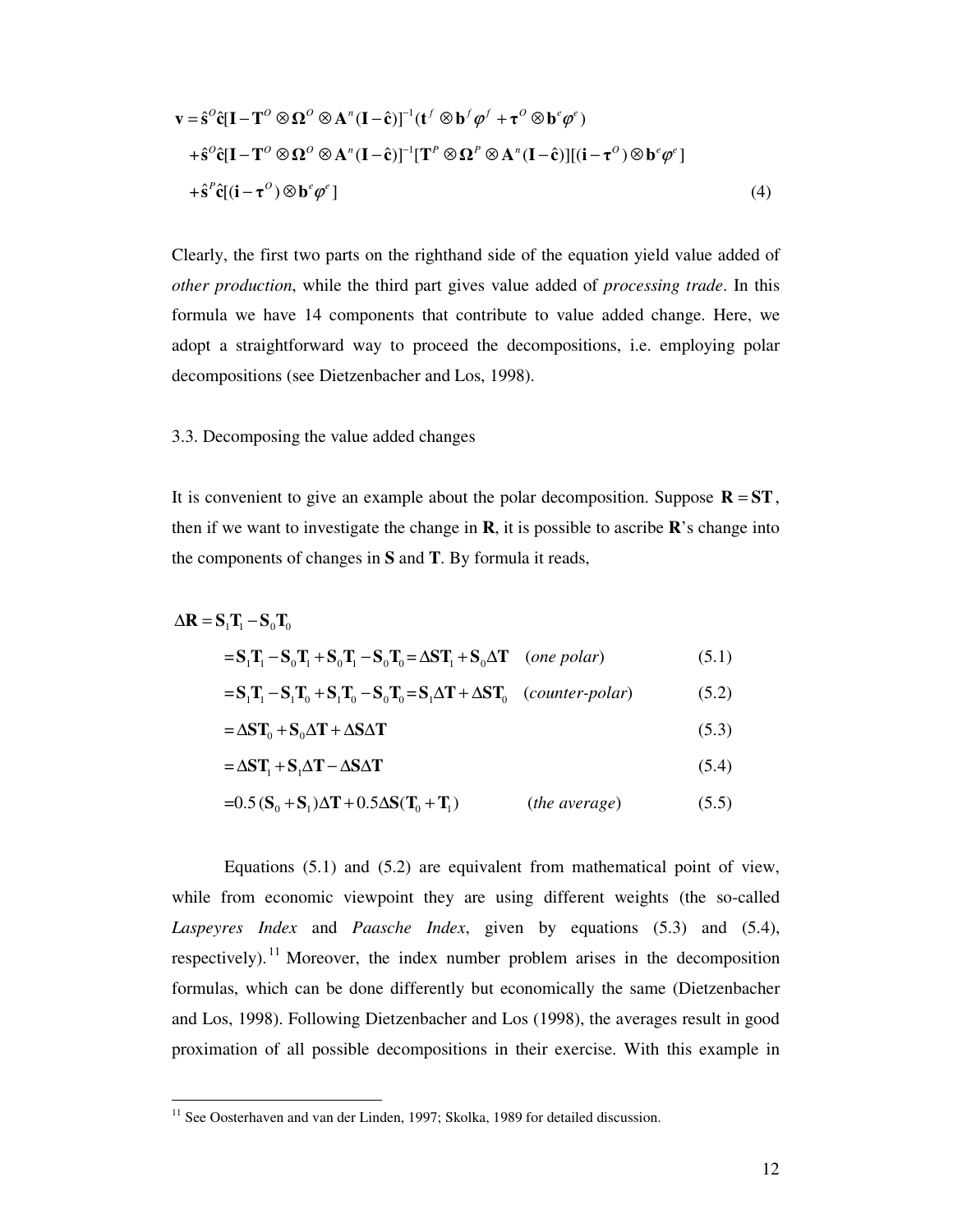$$
\begin{aligned}
\mathbf{v} &= \hat{\mathbf{s}}^{O}\hat{\mathbf{c}}[\mathbf{I}-\mathbf{T}^{O}\otimes\mathbf{\Omega}^{O}\otimes\mathbf{A}^{n}(\mathbf{I}-\hat{\mathbf{c}})]^{-1}(\mathbf{t}^{f}\otimes\mathbf{b}^{f}\varphi^{f}+\boldsymbol{\tau}^{O}\otimes\mathbf{b}^{e}\varphi^{e}) \\
&+\hat{\mathbf{s}}^{O}\hat{\mathbf{c}}[\mathbf{I}-\mathbf{T}^{O}\otimes\mathbf{\Omega}^{O}\otimes\mathbf{A}^{n}(\mathbf{I}-\hat{\mathbf{c}})]^{-1}[\mathbf{T}^{P}\otimes\mathbf{\Omega}^{P}\otimes\mathbf{A}^{n}(\mathbf{I}-\hat{\mathbf{c}})][(\mathbf{i}-\boldsymbol{\tau}^{O})\otimes\mathbf{b}^{e}\varphi^{e}] \\
&+\hat{\mathbf{s}}^{P}\hat{\mathbf{c}}[(\mathbf{i}-\boldsymbol{\tau}^{O})\otimes\mathbf{b}^{e}\varphi^{e}] \qquad (4)
\end{aligned}
$$

Clearly, the first two parts on the righthand side of the equation yield value added of *other production*, while the third part gives value added of *processing trade*. In this formula we have 14 components that contribute to value added change. Here, we adopt a straightforward way to proceed the decompositions, i.e. employing polar decompositions (see Dietzenbacher and Los, 1998).

### 3.3. Decomposing the value added changes

It is convenient to give an example about the polar decomposition. Suppose $\mathbf{R}=\mathbf{ST}$, then if we want to investigate the change in **R**, it is possible to ascribe **R**'s change into the components of changes in **S** and **T**. By formula it reads,

$$
\begin{aligned}
\Delta\mathbf{R} &= \mathbf{S}_1\mathbf{T}_1-\mathbf{S}_0\mathbf{T}_0 \\
&= \mathbf{S}_1\mathbf{T}_1-\mathbf{S}_0\mathbf{T}_1+\mathbf{S}_0\mathbf{T}_1-\mathbf{S}_0\mathbf{T}_0=\Delta\mathbf{S}\mathbf{T}_1+\mathbf{S}_0\Delta\mathbf{T} \quad (\textit{one polar}) \qquad (5.1) \\
&= \mathbf{S}_1\mathbf{T}_1-\mathbf{S}_1\mathbf{T}_0+\mathbf{S}_1\mathbf{T}_0-\mathbf{S}_0\mathbf{T}_0=\mathbf{S}_1\Delta\mathbf{T}+\Delta\mathbf{S}\mathbf{T}_0 \quad (\textit{counter-polar}) \qquad (5.2) \\
&= \Delta\mathbf{S}\mathbf{T}_0+\mathbf{S}_0\Delta\mathbf{T}+\Delta\mathbf{S}\Delta\mathbf{T} \qquad (5.3) \\
&= \Delta\mathbf{S}\mathbf{T}_1+\mathbf{S}_1\Delta\mathbf{T}-\Delta\mathbf{S}\Delta\mathbf{T} \qquad (5.4) \\
&= 0.5\,(\mathbf{S}_0+\mathbf{S}_1)\Delta\mathbf{T}+0.5\Delta\mathbf{S}(\mathbf{T}_0+\mathbf{T}_1) \quad (\textit{the average}) \qquad (5.5)
\end{aligned}
$$

Equations (5.1) and (5.2) are equivalent from mathematical point of view, while from economic viewpoint they are using different weights (the so-called *Laspeyres Index* and *Paasche Index*, given by equations (5.3) and (5.4), respectively).[11] Moreover, the index number problem arises in the decomposition formulas, which can be done differently but economically the same (Dietzenbacher and Los, 1998). Following Dietzenbacher and Los (1998), the averages result in good proximation of all possible decompositions in their exercise. With this example in

[11] See Oosterhaven and van der Linden, 1997; Skolka, 1989 for detailed discussion.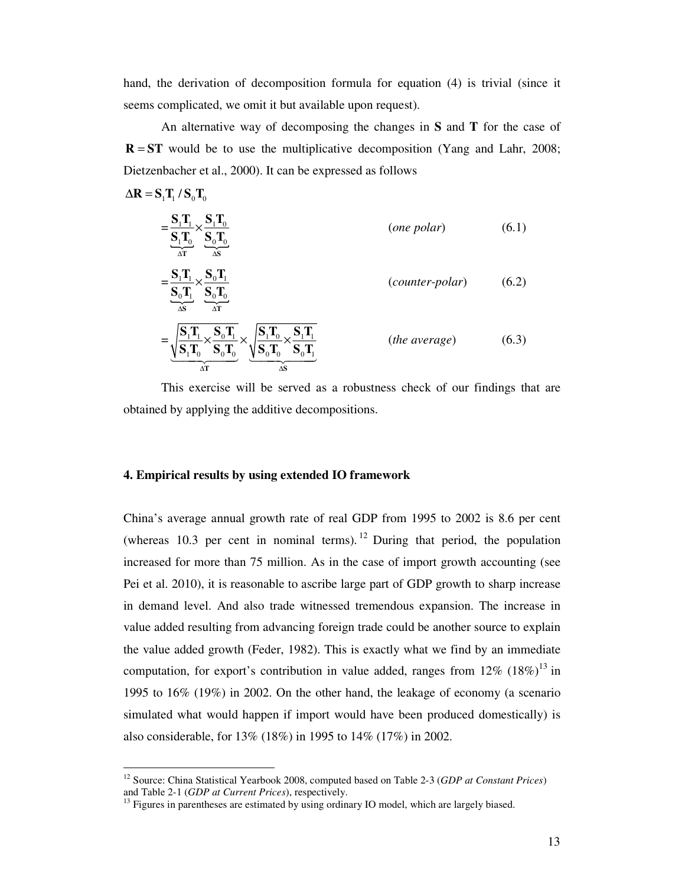hand, the derivation of decomposition formula for equation (4) is trivial (since it seems complicated, we omit it but available upon request).

An alternative way of decomposing the changes in $\mathbf{S}$ and $\mathbf{T}$ for the case of $\mathbf{R} = \mathbf{ST}$ would be to use the multiplicative decomposition (Yang and Lahr, 2008; Dietzenbacher et al., 2000). It can be expressed as follows

$$\Delta \mathbf{R} = \mathbf{S}_1\mathbf{T}_1 / \mathbf{S}_0\mathbf{T}_0$$

$$= \underbrace{\frac{\mathbf{S}_1\mathbf{T}_1}{\mathbf{S}_1\mathbf{T}_0}}_{\Delta \mathbf{T}} \times \underbrace{\frac{\mathbf{S}_1\mathbf{T}_0}{\mathbf{S}_0\mathbf{T}_0}}_{\Delta \mathbf{S}} \qquad (\textit{one polar}) \qquad (6.1)$$

$$= \underbrace{\frac{\mathbf{S}_1\mathbf{T}_1}{\mathbf{S}_0\mathbf{T}_1}}_{\Delta \mathbf{S}} \times \underbrace{\frac{\mathbf{S}_0\mathbf{T}_1}{\mathbf{S}_0\mathbf{T}_0}}_{\Delta \mathbf{T}} \qquad (\textit{counter-polar}) \qquad (6.2)$$

$$= \underbrace{\sqrt{\frac{\mathbf{S}_1\mathbf{T}_1}{\mathbf{S}_1\mathbf{T}_0} \times \frac{\mathbf{S}_0\mathbf{T}_1}{\mathbf{S}_0\mathbf{T}_0}}}_{\Delta \mathbf{T}} \times \underbrace{\sqrt{\frac{\mathbf{S}_1\mathbf{T}_0}{\mathbf{S}_0\mathbf{T}_0} \times \frac{\mathbf{S}_1\mathbf{T}_1}{\mathbf{S}_0\mathbf{T}_1}}}_{\Delta \mathbf{S}} \qquad (\textit{the average}) \qquad (6.3)$$

This exercise will be served as a robustness check of our findings that are obtained by applying the additive decompositions.

## 4. Empirical results by using extended IO framework

China's average annual growth rate of real GDP from 1995 to 2002 is 8.6 per cent (whereas 10.3 per cent in nominal terms).[12] During that period, the population increased for more than 75 million. As in the case of import growth accounting (see Pei et al. 2010), it is reasonable to ascribe large part of GDP growth to sharp increase in demand level. And also trade witnessed tremendous expansion. The increase in value added resulting from advancing foreign trade could be another source to explain the value added growth (Feder, 1982). This is exactly what we find by an immediate computation, for export's contribution in value added, ranges from 12% (18%)[13] in 1995 to 16% (19%) in 2002. On the other hand, the leakage of economy (a scenario simulated what would happen if import would have been produced domestically) is also considerable, for 13% (18%) in 1995 to 14% (17%) in 2002.

---

[12] Source: China Statistical Yearbook 2008, computed based on Table 2-3 (*GDP at Constant Prices*) and Table 2-1 (*GDP at Current Prices*), respectively.

[13] Figures in parentheses are estimated by using ordinary IO model, which are largely biased.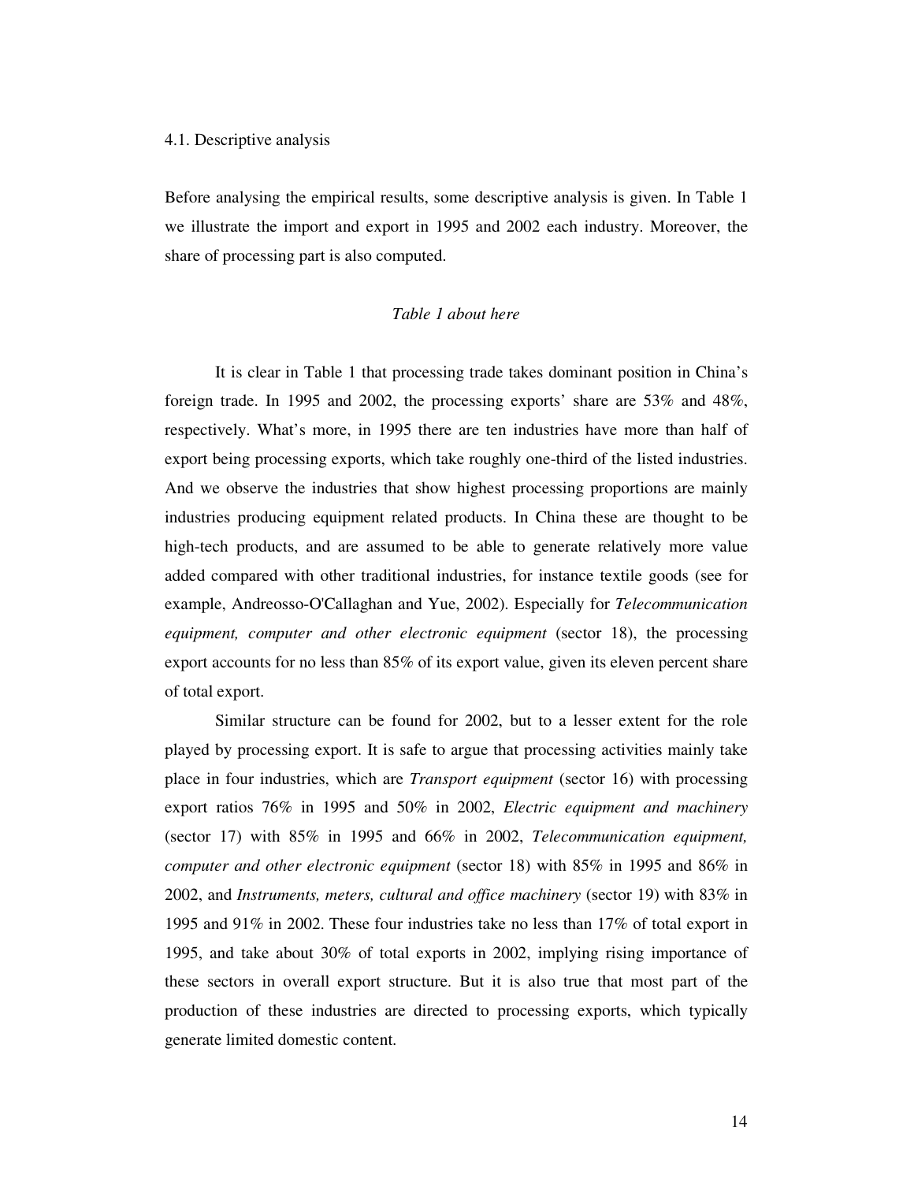### 4.1. Descriptive analysis

Before analysing the empirical results, some descriptive analysis is given. In Table 1 we illustrate the import and export in 1995 and 2002 each industry. Moreover, the share of processing part is also computed.

*Table 1 about here*

It is clear in Table 1 that processing trade takes dominant position in China's foreign trade. In 1995 and 2002, the processing exports' share are 53% and 48%, respectively. What's more, in 1995 there are ten industries have more than half of export being processing exports, which take roughly one-third of the listed industries. And we observe the industries that show highest processing proportions are mainly industries producing equipment related products. In China these are thought to be high-tech products, and are assumed to be able to generate relatively more value added compared with other traditional industries, for instance textile goods (see for example, Andreosso-O'Callaghan and Yue, 2002). Especially for *Telecommunication equipment, computer and other electronic equipment* (sector 18), the processing export accounts for no less than 85% of its export value, given its eleven percent share of total export.

Similar structure can be found for 2002, but to a lesser extent for the role played by processing export. It is safe to argue that processing activities mainly take place in four industries, which are *Transport equipment* (sector 16) with processing export ratios 76% in 1995 and 50% in 2002, *Electric equipment and machinery* (sector 17) with 85% in 1995 and 66% in 2002, *Telecommunication equipment, computer and other electronic equipment* (sector 18) with 85% in 1995 and 86% in 2002, and *Instruments, meters, cultural and office machinery* (sector 19) with 83% in 1995 and 91% in 2002. These four industries take no less than 17% of total export in 1995, and take about 30% of total exports in 2002, implying rising importance of these sectors in overall export structure. But it is also true that most part of the production of these industries are directed to processing exports, which typically generate limited domestic content.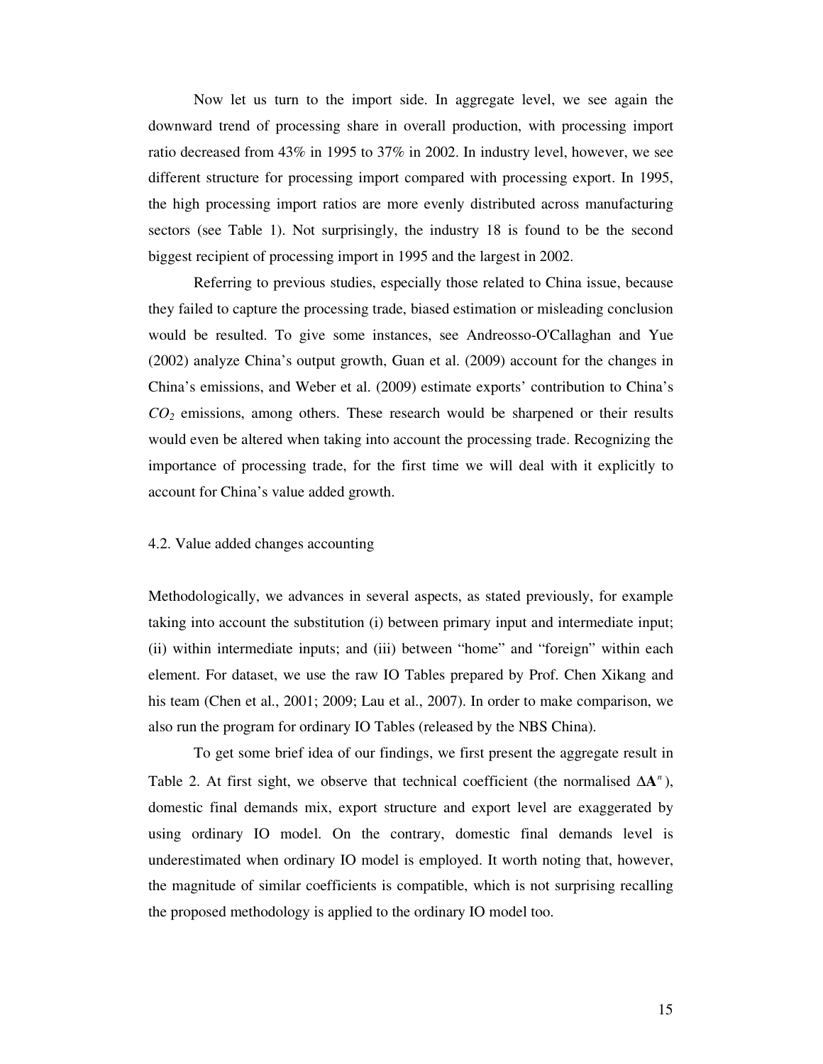Now let us turn to the import side. In aggregate level, we see again the downward trend of processing share in overall production, with processing import ratio decreased from 43% in 1995 to 37% in 2002. In industry level, however, we see different structure for processing import compared with processing export. In 1995, the high processing import ratios are more evenly distributed across manufacturing sectors (see Table 1). Not surprisingly, the industry 18 is found to be the second biggest recipient of processing import in 1995 and the largest in 2002.

Referring to previous studies, especially those related to China issue, because they failed to capture the processing trade, biased estimation or misleading conclusion would be resulted. To give some instances, see Andreosso-O'Callaghan and Yue (2002) analyze China's output growth, Guan et al. (2009) account for the changes in China's emissions, and Weber et al. (2009) estimate exports' contribution to China's $CO_2$ emissions, among others. These research would be sharpened or their results would even be altered when taking into account the processing trade. Recognizing the importance of processing trade, for the first time we will deal with it explicitly to account for China's value added growth.

### 4.2. Value added changes accounting

Methodologically, we advances in several aspects, as stated previously, for example taking into account the substitution (i) between primary input and intermediate input; (ii) within intermediate inputs; and (iii) between "home" and "foreign" within each element. For dataset, we use the raw IO Tables prepared by Prof. Chen Xikang and his team (Chen et al., 2001; 2009; Lau et al., 2007). In order to make comparison, we also run the program for ordinary IO Tables (released by the NBS China).

To get some brief idea of our findings, we first present the aggregate result in Table 2. At first sight, we observe that technical coefficient (the normalised $\Delta\mathbf{A}^n$), domestic final demands mix, export structure and export level are exaggerated by using ordinary IO model. On the contrary, domestic final demands level is underestimated when ordinary IO model is employed. It worth noting that, however, the magnitude of similar coefficients is compatible, which is not surprising recalling the proposed methodology is applied to the ordinary IO model too.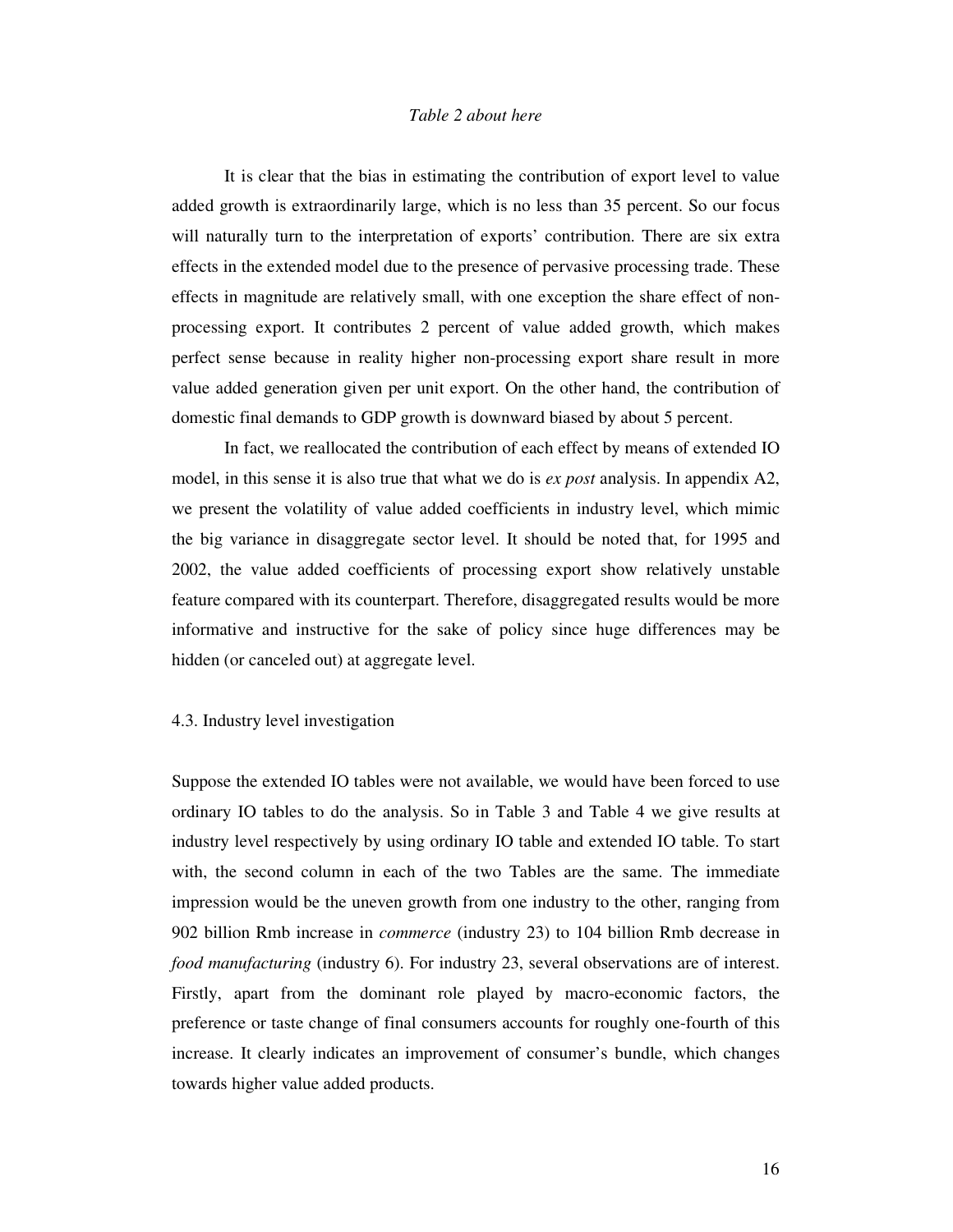*Table 2 about here*

It is clear that the bias in estimating the contribution of export level to value added growth is extraordinarily large, which is no less than 35 percent. So our focus will naturally turn to the interpretation of exports' contribution. There are six extra effects in the extended model due to the presence of pervasive processing trade. These effects in magnitude are relatively small, with one exception the share effect of non-processing export. It contributes 2 percent of value added growth, which makes perfect sense because in reality higher non-processing export share result in more value added generation given per unit export. On the other hand, the contribution of domestic final demands to GDP growth is downward biased by about 5 percent.

In fact, we reallocated the contribution of each effect by means of extended IO model, in this sense it is also true that what we do is *ex post* analysis. In appendix A2, we present the volatility of value added coefficients in industry level, which mimic the big variance in disaggregate sector level. It should be noted that, for 1995 and 2002, the value added coefficients of processing export show relatively unstable feature compared with its counterpart. Therefore, disaggregated results would be more informative and instructive for the sake of policy since huge differences may be hidden (or canceled out) at aggregate level.

### 4.3. Industry level investigation

Suppose the extended IO tables were not available, we would have been forced to use ordinary IO tables to do the analysis. So in Table 3 and Table 4 we give results at industry level respectively by using ordinary IO table and extended IO table. To start with, the second column in each of the two Tables are the same. The immediate impression would be the uneven growth from one industry to the other, ranging from 902 billion Rmb increase in *commerce* (industry 23) to 104 billion Rmb decrease in *food manufacturing* (industry 6). For industry 23, several observations are of interest. Firstly, apart from the dominant role played by macro-economic factors, the preference or taste change of final consumers accounts for roughly one-fourth of this increase. It clearly indicates an improvement of consumer's bundle, which changes towards higher value added products.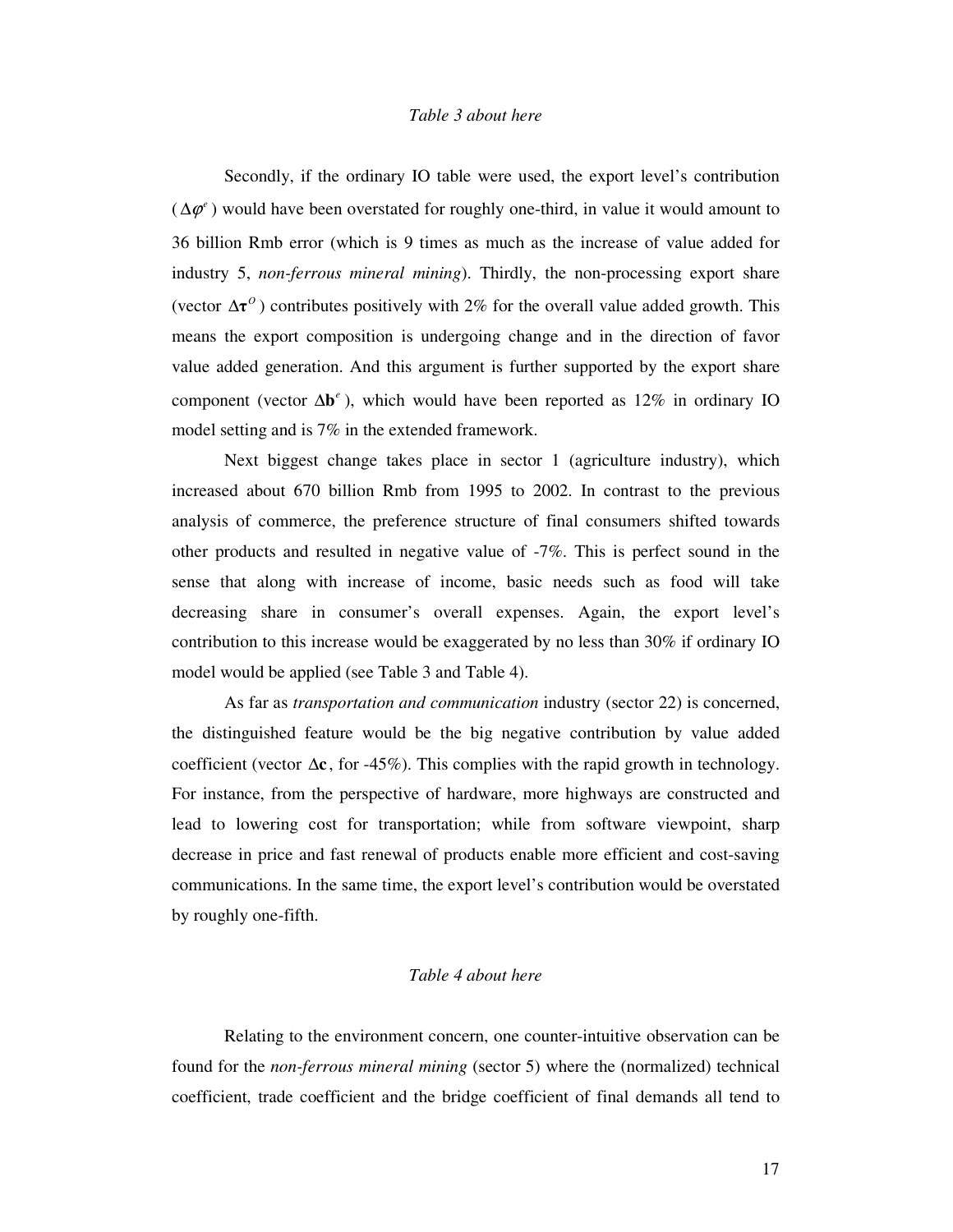*Table 3 about here*

Secondly, if the ordinary IO table were used, the export level's contribution ($\Delta\varphi^e$) would have been overstated for roughly one-third, in value it would amount to 36 billion Rmb error (which is 9 times as much as the increase of value added for industry 5, *non-ferrous mineral mining*). Thirdly, the non-processing export share (vector $\Delta\boldsymbol{\tau}^O$) contributes positively with 2% for the overall value added growth. This means the export composition is undergoing change and in the direction of favor value added generation. And this argument is further supported by the export share component (vector $\Delta\mathbf{b}^e$), which would have been reported as 12% in ordinary IO model setting and is 7% in the extended framework.

Next biggest change takes place in sector 1 (agriculture industry), which increased about 670 billion Rmb from 1995 to 2002. In contrast to the previous analysis of commerce, the preference structure of final consumers shifted towards other products and resulted in negative value of -7%. This is perfect sound in the sense that along with increase of income, basic needs such as food will take decreasing share in consumer's overall expenses. Again, the export level's contribution to this increase would be exaggerated by no less than 30% if ordinary IO model would be applied (see Table 3 and Table 4).

As far as *transportation and communication* industry (sector 22) is concerned, the distinguished feature would be the big negative contribution by value added coefficient (vector $\Delta\mathbf{c}$, for -45%). This complies with the rapid growth in technology. For instance, from the perspective of hardware, more highways are constructed and lead to lowering cost for transportation; while from software viewpoint, sharp decrease in price and fast renewal of products enable more efficient and cost-saving communications. In the same time, the export level's contribution would be overstated by roughly one-fifth.

*Table 4 about here*

Relating to the environment concern, one counter-intuitive observation can be found for the *non-ferrous mineral mining* (sector 5) where the (normalized) technical coefficient, trade coefficient and the bridge coefficient of final demands all tend to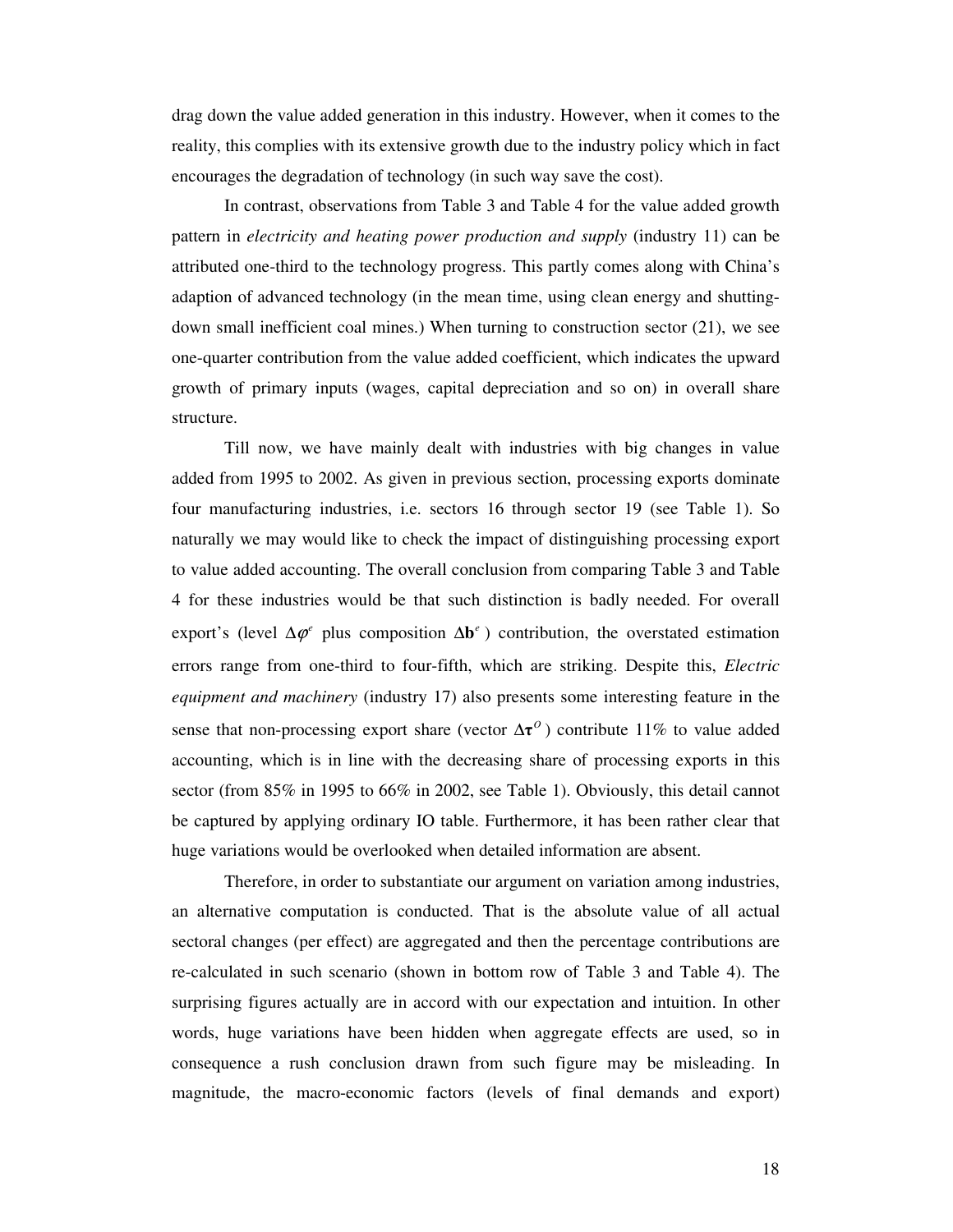drag down the value added generation in this industry. However, when it comes to the reality, this complies with its extensive growth due to the industry policy which in fact encourages the degradation of technology (in such way save the cost).

In contrast, observations from Table 3 and Table 4 for the value added growth pattern in *electricity and heating power production and supply* (industry 11) can be attributed one-third to the technology progress. This partly comes along with China's adaption of advanced technology (in the mean time, using clean energy and shutting-down small inefficient coal mines.) When turning to construction sector (21), we see one-quarter contribution from the value added coefficient, which indicates the upward growth of primary inputs (wages, capital depreciation and so on) in overall share structure.

Till now, we have mainly dealt with industries with big changes in value added from 1995 to 2002. As given in previous section, processing exports dominate four manufacturing industries, i.e. sectors 16 through sector 19 (see Table 1). So naturally we may would like to check the impact of distinguishing processing export to value added accounting. The overall conclusion from comparing Table 3 and Table 4 for these industries would be that such distinction is badly needed. For overall export's (level $\Delta\varphi^{e}$ plus composition $\Delta\mathbf{b}^{e}$) contribution, the overstated estimation errors range from one-third to four-fifth, which are striking. Despite this, *Electric equipment and machinery* (industry 17) also presents some interesting feature in the sense that non-processing export share (vector $\Delta\boldsymbol{\tau}^{O}$) contribute 11% to value added accounting, which is in line with the decreasing share of processing exports in this sector (from 85% in 1995 to 66% in 2002, see Table 1). Obviously, this detail cannot be captured by applying ordinary IO table. Furthermore, it has been rather clear that huge variations would be overlooked when detailed information are absent.

Therefore, in order to substantiate our argument on variation among industries, an alternative computation is conducted. That is the absolute value of all actual sectoral changes (per effect) are aggregated and then the percentage contributions are re-calculated in such scenario (shown in bottom row of Table 3 and Table 4). The surprising figures actually are in accord with our expectation and intuition. In other words, huge variations have been hidden when aggregate effects are used, so in consequence a rush conclusion drawn from such figure may be misleading. In magnitude, the macro-economic factors (levels of final demands and export)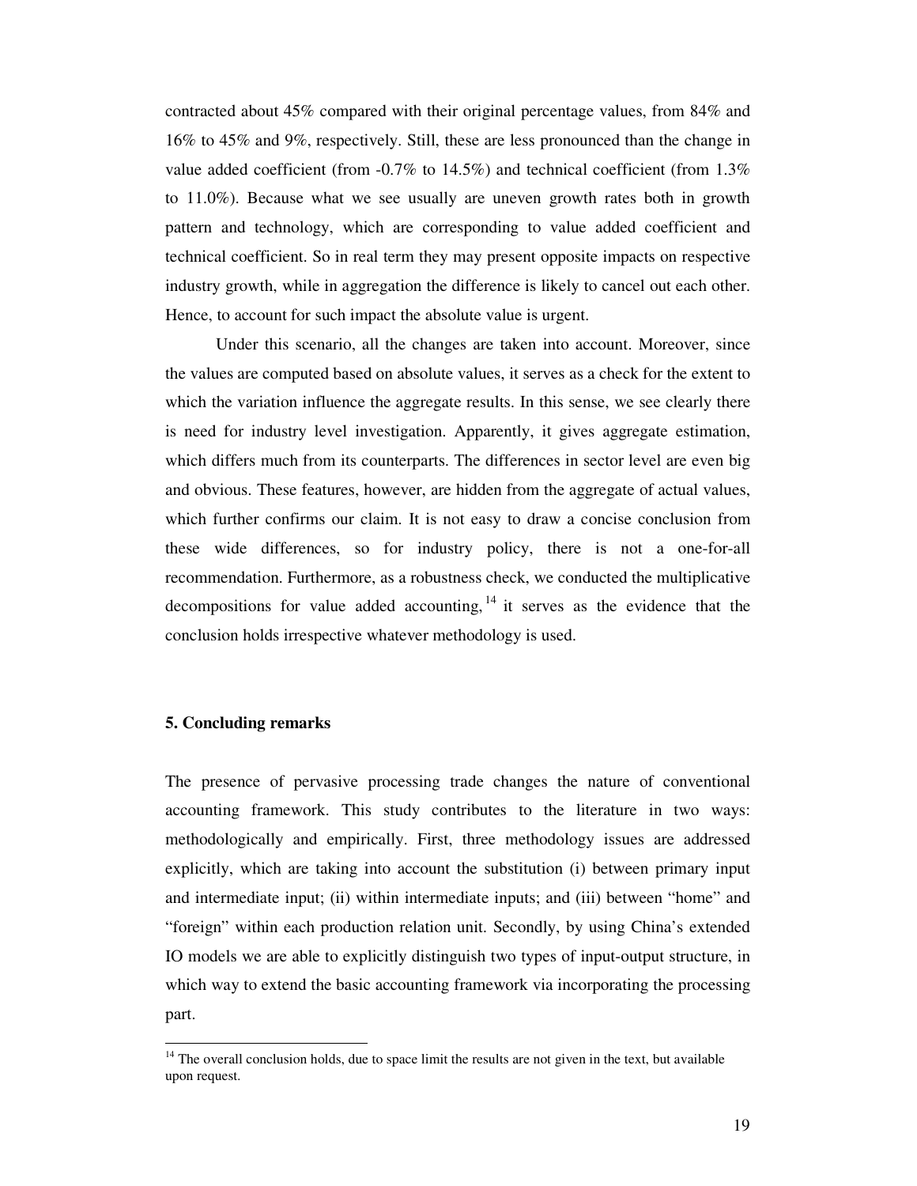contracted about 45% compared with their original percentage values, from 84% and 16% to 45% and 9%, respectively. Still, these are less pronounced than the change in value added coefficient (from -0.7% to 14.5%) and technical coefficient (from 1.3% to 11.0%). Because what we see usually are uneven growth rates both in growth pattern and technology, which are corresponding to value added coefficient and technical coefficient. So in real term they may present opposite impacts on respective industry growth, while in aggregation the difference is likely to cancel out each other. Hence, to account for such impact the absolute value is urgent.

Under this scenario, all the changes are taken into account. Moreover, since the values are computed based on absolute values, it serves as a check for the extent to which the variation influence the aggregate results. In this sense, we see clearly there is need for industry level investigation. Apparently, it gives aggregate estimation, which differs much from its counterparts. The differences in sector level are even big and obvious. These features, however, are hidden from the aggregate of actual values, which further confirms our claim. It is not easy to draw a concise conclusion from these wide differences, so for industry policy, there is not a one-for-all recommendation. Furthermore, as a robustness check, we conducted the multiplicative decompositions for value added accounting,[14] it serves as the evidence that the conclusion holds irrespective whatever methodology is used.

## 5. Concluding remarks

The presence of pervasive processing trade changes the nature of conventional accounting framework. This study contributes to the literature in two ways: methodologically and empirically. First, three methodology issues are addressed explicitly, which are taking into account the substitution (i) between primary input and intermediate input; (ii) within intermediate inputs; and (iii) between "home" and "foreign" within each production relation unit. Secondly, by using China's extended IO models we are able to explicitly distinguish two types of input-output structure, in which way to extend the basic accounting framework via incorporating the processing part.

[14] The overall conclusion holds, due to space limit the results are not given in the text, but available upon request.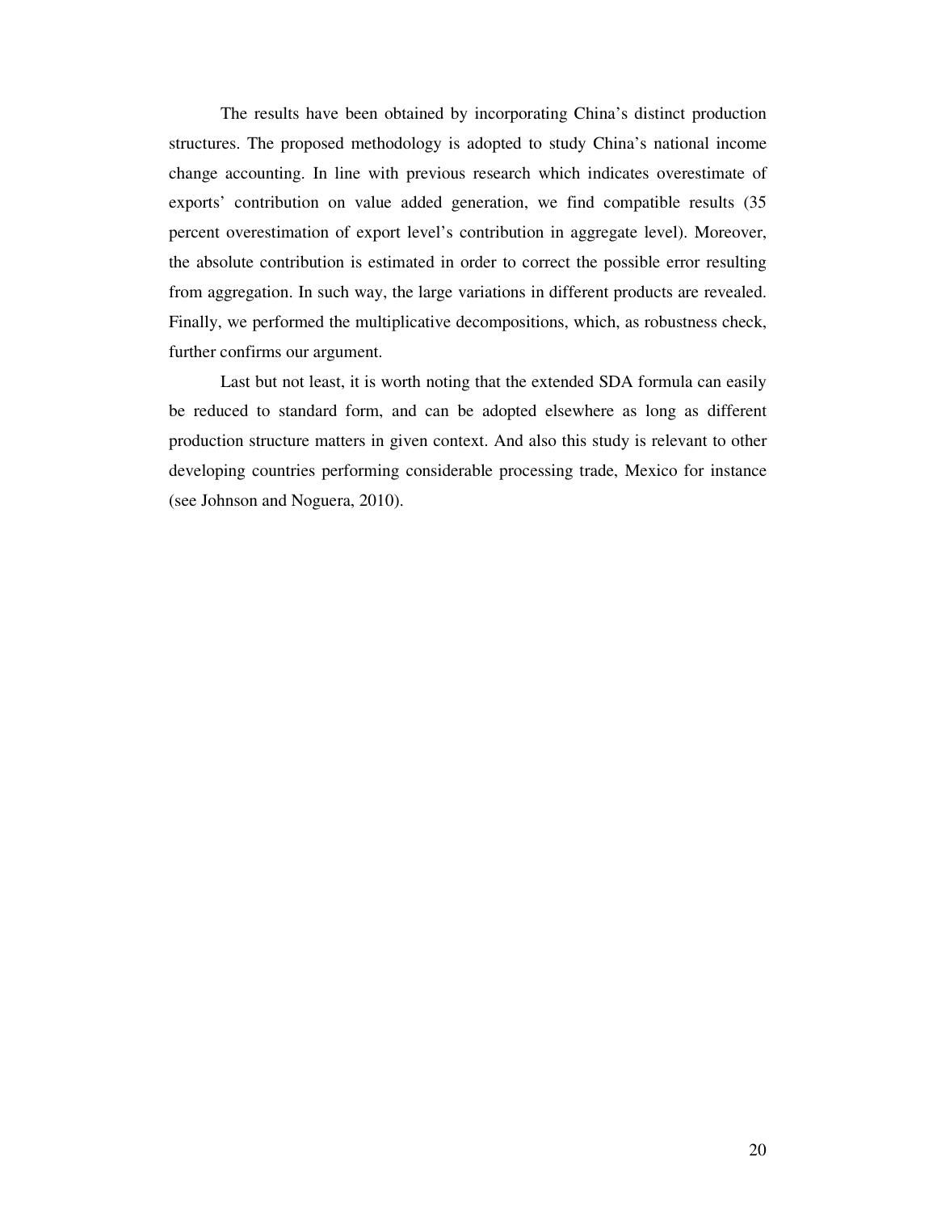The results have been obtained by incorporating China's distinct production structures. The proposed methodology is adopted to study China's national income change accounting. In line with previous research which indicates overestimate of exports' contribution on value added generation, we find compatible results (35 percent overestimation of export level's contribution in aggregate level). Moreover, the absolute contribution is estimated in order to correct the possible error resulting from aggregation. In such way, the large variations in different products are revealed. Finally, we performed the multiplicative decompositions, which, as robustness check, further confirms our argument.

Last but not least, it is worth noting that the extended SDA formula can easily be reduced to standard form, and can be adopted elsewhere as long as different production structure matters in given context. And also this study is relevant to other developing countries performing considerable processing trade, Mexico for instance (see Johnson and Noguera, 2010).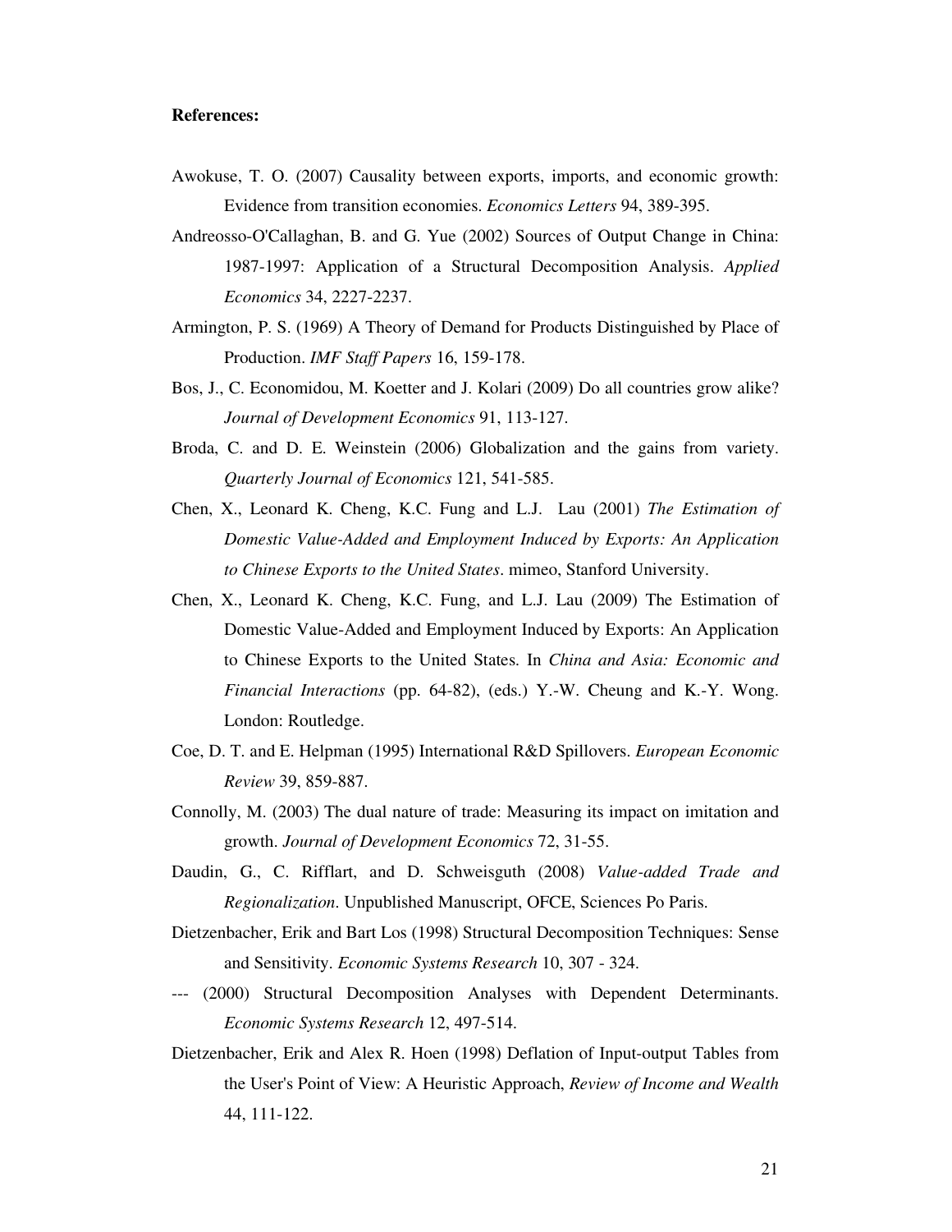**References:**

Awokuse, T. O. (2007) Causality between exports, imports, and economic growth: Evidence from transition economies. *Economics Letters* 94, 389-395.

Andreosso-O'Callaghan, B. and G. Yue (2002) Sources of Output Change in China: 1987-1997: Application of a Structural Decomposition Analysis. *Applied Economics* 34, 2227-2237.

Armington, P. S. (1969) A Theory of Demand for Products Distinguished by Place of Production. *IMF Staff Papers* 16, 159-178.

Bos, J., C. Economidou, M. Koetter and J. Kolari (2009) Do all countries grow alike? *Journal of Development Economics* 91, 113-127.

Broda, C. and D. E. Weinstein (2006) Globalization and the gains from variety. *Quarterly Journal of Economics* 121, 541-585.

Chen, X., Leonard K. Cheng, K.C. Fung and L.J. Lau (2001) *The Estimation of Domestic Value-Added and Employment Induced by Exports: An Application to Chinese Exports to the United States*. mimeo, Stanford University.

Chen, X., Leonard K. Cheng, K.C. Fung, and L.J. Lau (2009) The Estimation of Domestic Value-Added and Employment Induced by Exports: An Application to Chinese Exports to the United States. In *China and Asia: Economic and Financial Interactions* (pp. 64-82), (eds.) Y.-W. Cheung and K.-Y. Wong. London: Routledge.

Coe, D. T. and E. Helpman (1995) International R&D Spillovers. *European Economic Review* 39, 859-887.

Connolly, M. (2003) The dual nature of trade: Measuring its impact on imitation and growth. *Journal of Development Economics* 72, 31-55.

Daudin, G., C. Rifflart, and D. Schweisguth (2008) *Value-added Trade and Regionalization*. Unpublished Manuscript, OFCE, Sciences Po Paris.

Dietzenbacher, Erik and Bart Los (1998) Structural Decomposition Techniques: Sense and Sensitivity. *Economic Systems Research* 10, 307 - 324.

--- (2000) Structural Decomposition Analyses with Dependent Determinants. *Economic Systems Research* 12, 497-514.

Dietzenbacher, Erik and Alex R. Hoen (1998) Deflation of Input-output Tables from the User's Point of View: A Heuristic Approach, *Review of Income and Wealth* 44, 111-122.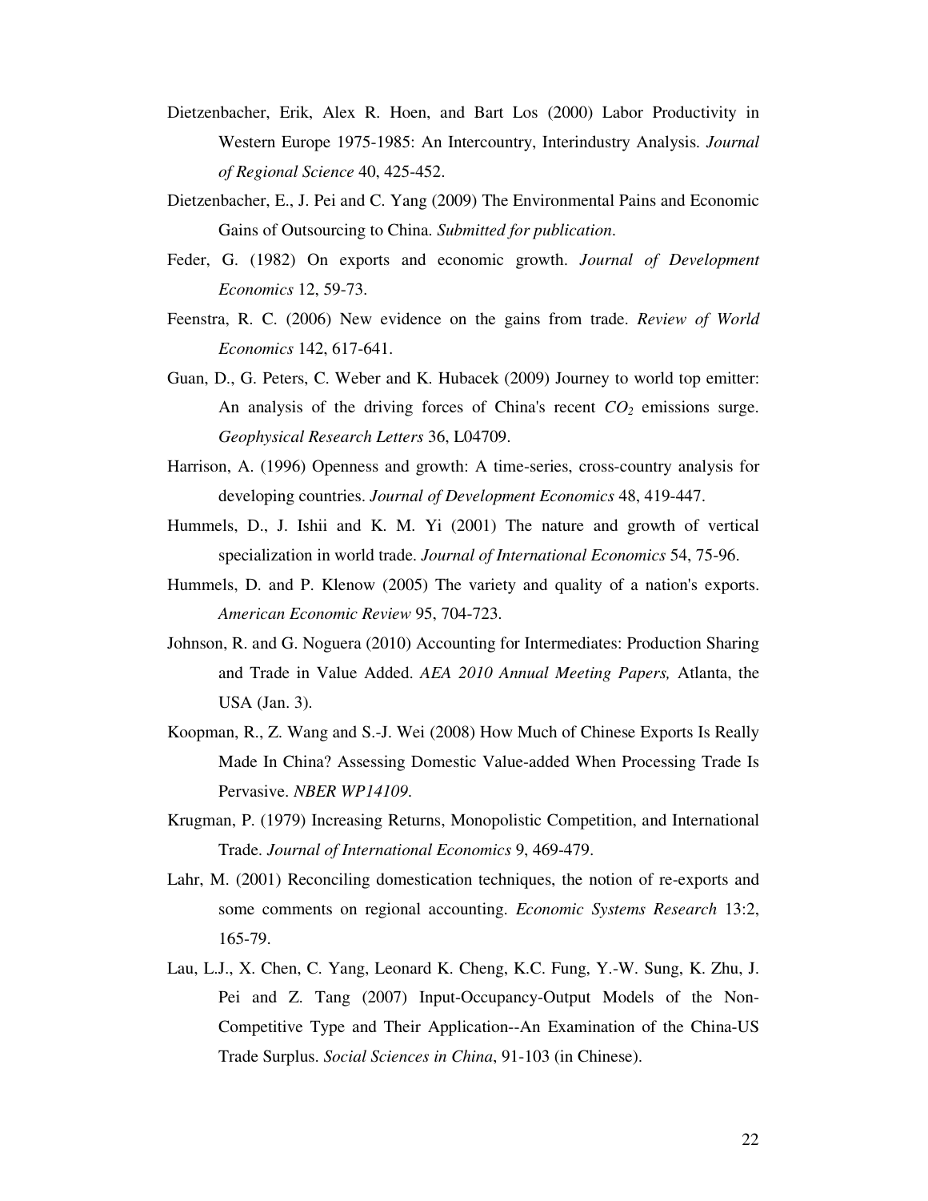Dietzenbacher, Erik, Alex R. Hoen, and Bart Los (2000) Labor Productivity in Western Europe 1975-1985: An Intercountry, Interindustry Analysis. *Journal of Regional Science* 40, 425-452.

Dietzenbacher, E., J. Pei and C. Yang (2009) The Environmental Pains and Economic Gains of Outsourcing to China. *Submitted for publication*.

Feder, G. (1982) On exports and economic growth. *Journal of Development Economics* 12, 59-73.

Feenstra, R. C. (2006) New evidence on the gains from trade. *Review of World Economics* 142, 617-641.

Guan, D., G. Peters, C. Weber and K. Hubacek (2009) Journey to world top emitter: An analysis of the driving forces of China's recent $CO_2$ emissions surge. *Geophysical Research Letters* 36, L04709.

Harrison, A. (1996) Openness and growth: A time-series, cross-country analysis for developing countries. *Journal of Development Economics* 48, 419-447.

Hummels, D., J. Ishii and K. M. Yi (2001) The nature and growth of vertical specialization in world trade. *Journal of International Economics* 54, 75-96.

Hummels, D. and P. Klenow (2005) The variety and quality of a nation's exports. *American Economic Review* 95, 704-723.

Johnson, R. and G. Noguera (2010) Accounting for Intermediates: Production Sharing and Trade in Value Added. *AEA 2010 Annual Meeting Papers,* Atlanta, the USA (Jan. 3).

Koopman, R., Z. Wang and S.-J. Wei (2008) How Much of Chinese Exports Is Really Made In China? Assessing Domestic Value-added When Processing Trade Is Pervasive. *NBER WP14109*.

Krugman, P. (1979) Increasing Returns, Monopolistic Competition, and International Trade. *Journal of International Economics* 9, 469-479.

Lahr, M. (2001) Reconciling domestication techniques, the notion of re-exports and some comments on regional accounting. *Economic Systems Research* 13:2, 165-79.

Lau, L.J., X. Chen, C. Yang, Leonard K. Cheng, K.C. Fung, Y.-W. Sung, K. Zhu, J. Pei and Z. Tang (2007) Input-Occupancy-Output Models of the Non-Competitive Type and Their Application--An Examination of the China-US Trade Surplus. *Social Sciences in China*, 91-103 (in Chinese).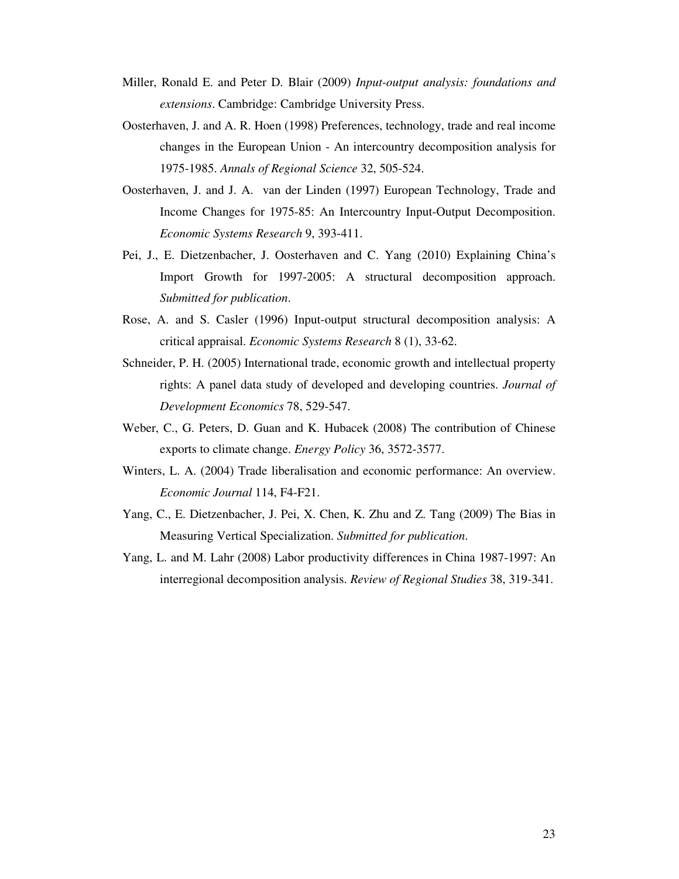Miller, Ronald E. and Peter D. Blair (2009) *Input-output analysis: foundations and extensions*. Cambridge: Cambridge University Press.

Oosterhaven, J. and A. R. Hoen (1998) Preferences, technology, trade and real income changes in the European Union - An intercountry decomposition analysis for 1975-1985. *Annals of Regional Science* 32, 505-524.

Oosterhaven, J. and J. A. van der Linden (1997) European Technology, Trade and Income Changes for 1975-85: An Intercountry Input-Output Decomposition. *Economic Systems Research* 9, 393-411.

Pei, J., E. Dietzenbacher, J. Oosterhaven and C. Yang (2010) Explaining China's Import Growth for 1997-2005: A structural decomposition approach. *Submitted for publication*.

Rose, A. and S. Casler (1996) Input-output structural decomposition analysis: A critical appraisal. *Economic Systems Research* 8 (1), 33-62.

Schneider, P. H. (2005) International trade, economic growth and intellectual property rights: A panel data study of developed and developing countries. *Journal of Development Economics* 78, 529-547.

Weber, C., G. Peters, D. Guan and K. Hubacek (2008) The contribution of Chinese exports to climate change. *Energy Policy* 36, 3572-3577.

Winters, L. A. (2004) Trade liberalisation and economic performance: An overview. *Economic Journal* 114, F4-F21.

Yang, C., E. Dietzenbacher, J. Pei, X. Chen, K. Zhu and Z. Tang (2009) The Bias in Measuring Vertical Specialization. *Submitted for publication*.

Yang, L. and M. Lahr (2008) Labor productivity differences in China 1987-1997: An interregional decomposition analysis. *Review of Regional Studies* 38, 319-341.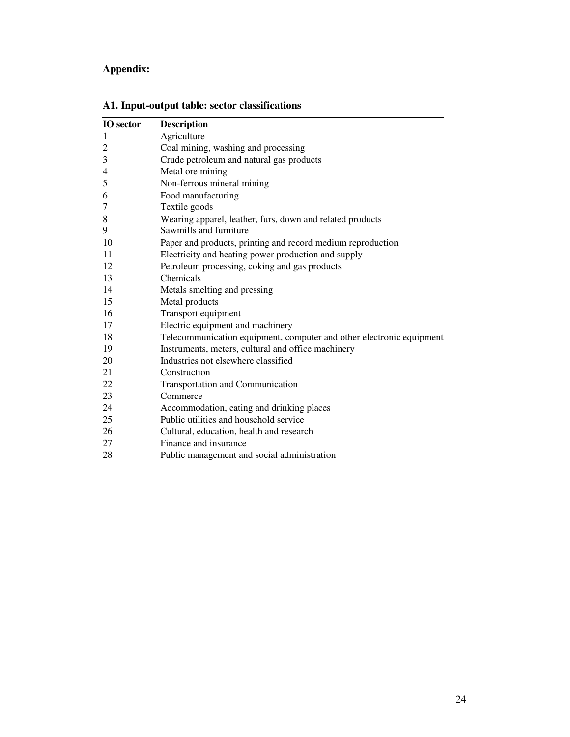**Appendix:**

**A1. Input-output table: sector classifications**

| IO sector | Description |
|---|---|
| 1 | Agriculture |
| 2 | Coal mining, washing and processing |
| 3 | Crude petroleum and natural gas products |
| 4 | Metal ore mining |
| 5 | Non-ferrous mineral mining |
| 6 | Food manufacturing |
| 7 | Textile goods |
| 8 | Wearing apparel, leather, furs, down and related products |
| 9 | Sawmills and furniture |
| 10 | Paper and products, printing and record medium reproduction |
| 11 | Electricity and heating power production and supply |
| 12 | Petroleum processing, coking and gas products |
| 13 | Chemicals |
| 14 | Metals smelting and pressing |
| 15 | Metal products |
| 16 | Transport equipment |
| 17 | Electric equipment and machinery |
| 18 | Telecommunication equipment, computer and other electronic equipment |
| 19 | Instruments, meters, cultural and office machinery |
| 20 | Industries not elsewhere classified |
| 21 | Construction |
| 22 | Transportation and Communication |
| 23 | Commerce |
| 24 | Accommodation, eating and drinking places |
| 25 | Public utilities and household service |
| 26 | Cultural, education, health and research |
| 27 | Finance and insurance |
| 28 | Public management and social administration |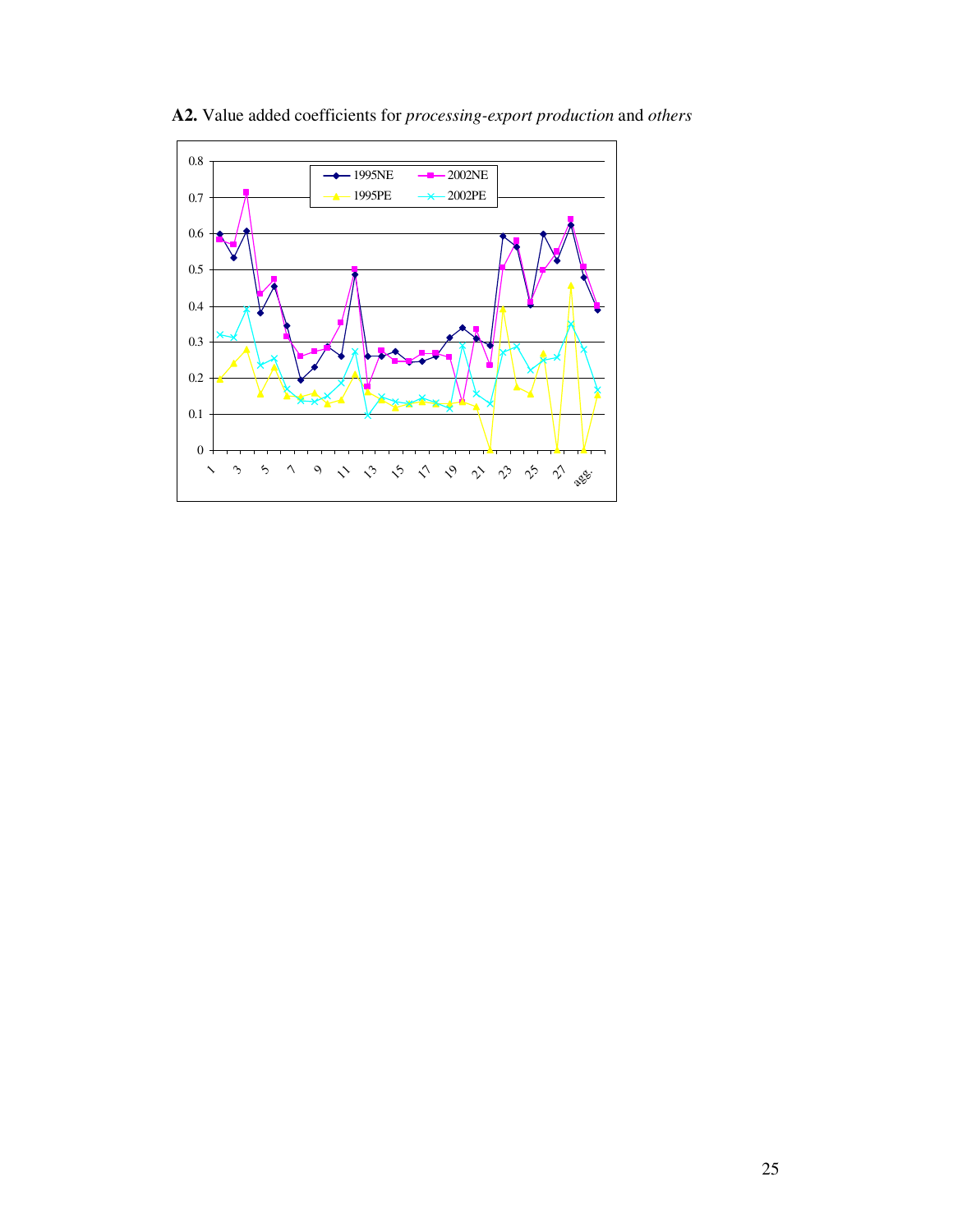**A2.** Value added coefficients for *processing-export production* and *others*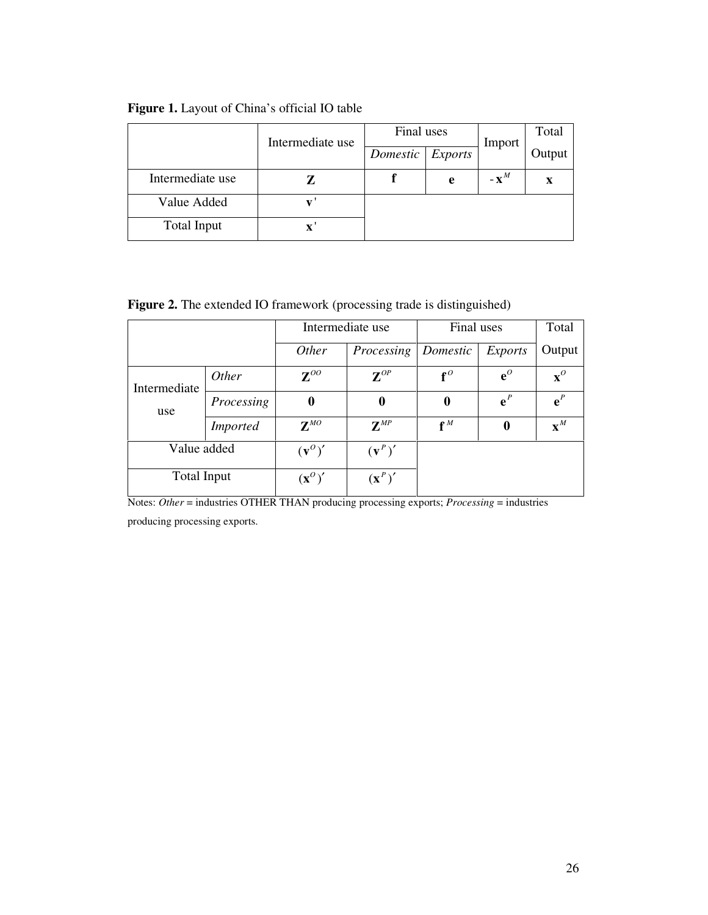**Figure 1.** Layout of China's official IO table

| | Intermediate use | Final uses | | Import | Total Output |
|---|---|---|---|---|---|
| | | *Domestic* | *Exports* | | |
| Intermediate use | $\mathbf{Z}$ | $\mathbf{f}$ | $\mathbf{e}$ | $-\mathbf{x}^M$ | $\mathbf{x}$ |
| Value Added | $\mathbf{v}'$ | | | | |
| Total Input | $\mathbf{x}'$ | | | | |

**Figure 2.** The extended IO framework (processing trade is distinguished)

| | | Intermediate use | | Final uses | | Total Output |
|---|---|---|---|---|---|---|
| | | *Other* | *Processing* | *Domestic* | *Exports* | |
| Intermediate use | *Other* | $\mathbf{Z}^{OO}$ | $\mathbf{Z}^{OP}$ | $\mathbf{f}^O$ | $\mathbf{e}^O$ | $\mathbf{x}^O$ |
| | *Processing* | $\mathbf{0}$ | $\mathbf{0}$ | $\mathbf{0}$ | $\mathbf{e}^P$ | $\mathbf{e}^P$ |
| | *Imported* | $\mathbf{Z}^{MO}$ | $\mathbf{Z}^{MP}$ | $\mathbf{f}^M$ | $\mathbf{0}$ | $\mathbf{x}^M$ |
| Value added | | $(\mathbf{v}^O)'$ | $(\mathbf{v}^P)'$ | | | |
| Total Input | | $(\mathbf{x}^O)'$ | $(\mathbf{x}^P)'$ | | | |

Notes: *Other* = industries OTHER THAN producing processing exports; *Processing* = industries producing processing exports.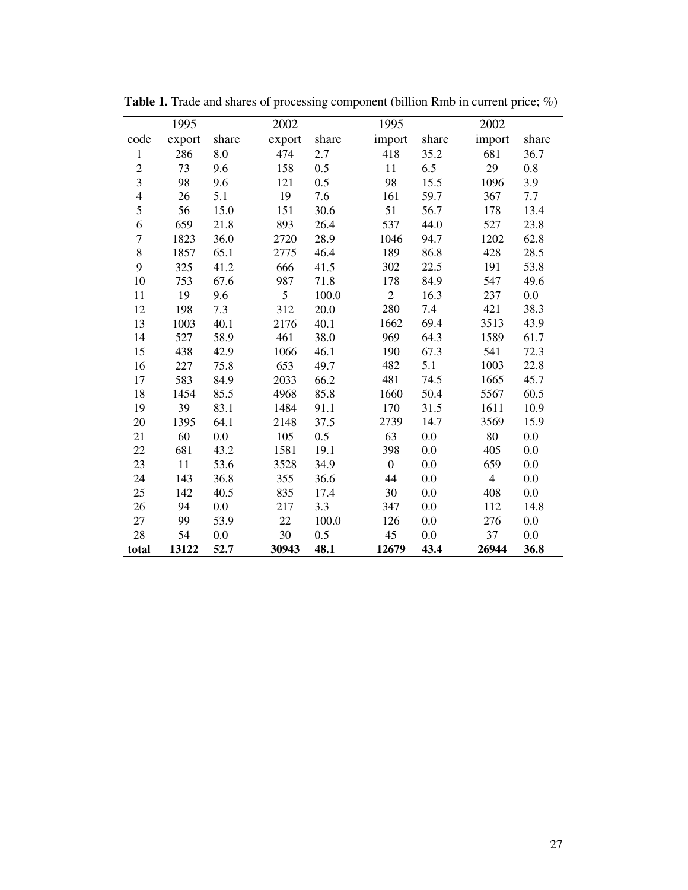**Table 1.** Trade and shares of processing component (billion Rmb in current price; %)

| | 1995 | | 2002 | | 1995 | | 2002 | |
|---|---|---|---|---|---|---|---|---|
| code | export | share | export | share | import | share | import | share |
| 1 | 286 | 8.0 | 474 | 2.7 | 418 | 35.2 | 681 | 36.7 |
| 2 | 73 | 9.6 | 158 | 0.5 | 11 | 6.5 | 29 | 0.8 |
| 3 | 98 | 9.6 | 121 | 0.5 | 98 | 15.5 | 1096 | 3.9 |
| 4 | 26 | 5.1 | 19 | 7.6 | 161 | 59.7 | 367 | 7.7 |
| 5 | 56 | 15.0 | 151 | 30.6 | 51 | 56.7 | 178 | 13.4 |
| 6 | 659 | 21.8 | 893 | 26.4 | 537 | 44.0 | 527 | 23.8 |
| 7 | 1823 | 36.0 | 2720 | 28.9 | 1046 | 94.7 | 1202 | 62.8 |
| 8 | 1857 | 65.1 | 2775 | 46.4 | 189 | 86.8 | 428 | 28.5 |
| 9 | 325 | 41.2 | 666 | 41.5 | 302 | 22.5 | 191 | 53.8 |
| 10 | 753 | 67.6 | 987 | 71.8 | 178 | 84.9 | 547 | 49.6 |
| 11 | 19 | 9.6 | 5 | 100.0 | 2 | 16.3 | 237 | 0.0 |
| 12 | 198 | 7.3 | 312 | 20.0 | 280 | 7.4 | 421 | 38.3 |
| 13 | 1003 | 40.1 | 2176 | 40.1 | 1662 | 69.4 | 3513 | 43.9 |
| 14 | 527 | 58.9 | 461 | 38.0 | 969 | 64.3 | 1589 | 61.7 |
| 15 | 438 | 42.9 | 1066 | 46.1 | 190 | 67.3 | 541 | 72.3 |
| 16 | 227 | 75.8 | 653 | 49.7 | 482 | 5.1 | 1003 | 22.8 |
| 17 | 583 | 84.9 | 2033 | 66.2 | 481 | 74.5 | 1665 | 45.7 |
| 18 | 1454 | 85.5 | 4968 | 85.8 | 1660 | 50.4 | 5567 | 60.5 |
| 19 | 39 | 83.1 | 1484 | 91.1 | 170 | 31.5 | 1611 | 10.9 |
| 20 | 1395 | 64.1 | 2148 | 37.5 | 2739 | 14.7 | 3569 | 15.9 |
| 21 | 60 | 0.0 | 105 | 0.5 | 63 | 0.0 | 80 | 0.0 |
| 22 | 681 | 43.2 | 1581 | 19.1 | 398 | 0.0 | 405 | 0.0 |
| 23 | 11 | 53.6 | 3528 | 34.9 | 0 | 0.0 | 659 | 0.0 |
| 24 | 143 | 36.8 | 355 | 36.6 | 44 | 0.0 | 4 | 0.0 |
| 25 | 142 | 40.5 | 835 | 17.4 | 30 | 0.0 | 408 | 0.0 |
| 26 | 94 | 0.0 | 217 | 3.3 | 347 | 0.0 | 112 | 14.8 |
| 27 | 99 | 53.9 | 22 | 100.0 | 126 | 0.0 | 276 | 0.0 |
| 28 | 54 | 0.0 | 30 | 0.5 | 45 | 0.0 | 37 | 0.0 |
| **total** | **13122** | **52.7** | **30943** | **48.1** | **12679** | **43.4** | **26944** | **36.8** |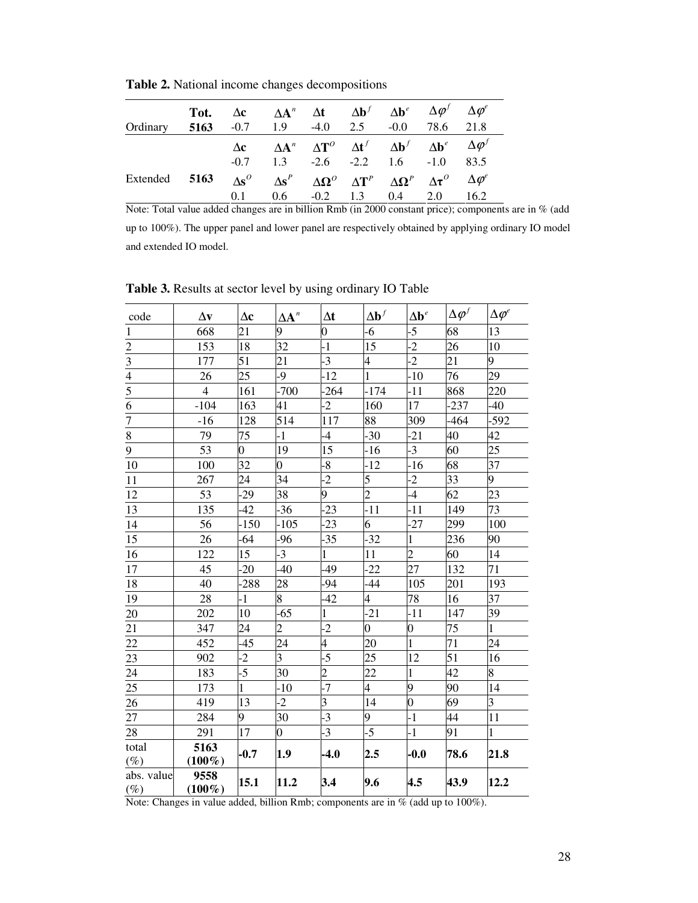**Table 2.** National income changes decompositions

| | Tot. | | | | | | | |
|---|---|---|---|---|---|---|---|---|
| | | $\Delta\mathbf{c}$ | $\Delta\mathbf{A}^n$ | $\Delta\mathbf{t}$ | $\Delta\mathbf{b}^f$ | $\Delta\mathbf{b}^e$ | $\Delta\varphi^f$ | $\Delta\varphi^e$ |
| Ordinary | 5163 | -0.7 | 1.9 | -4.0 | 2.5 | -0.0 | 78.6 | 21.8 |
| | | $\Delta\mathbf{c}$ | $\Delta\mathbf{A}^n$ | $\Delta\mathbf{T}^O$ | $\Delta\mathbf{t}^f$ | $\Delta\mathbf{b}^f$ | $\Delta\mathbf{b}^e$ | $\Delta\varphi^f$ |
| | | -0.7 | 1.3 | -2.6 | -2.2 | 1.6 | -1.0 | 83.5 |
| Extended | 5163 | $\Delta\mathbf{s}^O$ | $\Delta\mathbf{s}^P$ | $\Delta\mathbf{\Omega}^O$ | $\Delta\mathbf{T}^P$ | $\Delta\mathbf{\Omega}^P$ | $\Delta\mathbf{\tau}^O$ | $\Delta\varphi^e$ |
| | | 0.1 | 0.6 | -0.2 | 1.3 | 0.4 | 2.0 | 16.2 |

Note: Total value added changes are in billion Rmb (in 2000 constant price); components are in % (add up to 100%). The upper panel and lower panel are respectively obtained by applying ordinary IO model and extended IO model.

**Table 3.** Results at sector level by using ordinary IO Table

| code | $\Delta\mathbf{v}$ | $\Delta\mathbf{c}$ | $\Delta\mathbf{A}^n$ | $\Delta\mathbf{t}$ | $\Delta\mathbf{b}^f$ | $\Delta\mathbf{b}^e$ | $\Delta\varphi^f$ | $\Delta\varphi^e$ |
|---|---|---|---|---|---|---|---|---|
| 1 | 668 | 21 | 9 | 0 | -6 | -5 | 68 | 13 |
| 2 | 153 | 18 | 32 | -1 | 15 | -2 | 26 | 10 |
| 3 | 177 | 51 | 21 | -3 | 4 | -2 | 21 | 9 |
| 4 | 26 | 25 | -9 | -12 | 1 | -10 | 76 | 29 |
| 5 | 4 | 161 | -700 | -264 | -174 | -11 | 868 | 220 |
| 6 | -104 | 163 | 41 | -2 | 160 | 17 | -237 | -40 |
| 7 | -16 | 128 | 514 | 117 | 88 | 309 | -464 | -592 |
| 8 | 79 | 75 | -1 | -4 | -30 | -21 | 40 | 42 |
| 9 | 53 | 0 | 19 | 15 | -16 | -3 | 60 | 25 |
| 10 | 100 | 32 | 0 | -8 | -12 | -16 | 68 | 37 |
| 11 | 267 | 24 | 34 | -2 | 5 | -2 | 33 | 9 |
| 12 | 53 | -29 | 38 | 9 | 2 | -4 | 62 | 23 |
| 13 | 135 | -42 | -36 | -23 | -11 | -11 | 149 | 73 |
| 14 | 56 | -150 | -105 | -23 | 6 | -27 | 299 | 100 |
| 15 | 26 | -64 | -96 | -35 | -32 | 1 | 236 | 90 |
| 16 | 122 | 15 | -3 | 1 | 11 | 2 | 60 | 14 |
| 17 | 45 | -20 | -40 | -49 | -22 | 27 | 132 | 71 |
| 18 | 40 | -288 | 28 | -94 | -44 | 105 | 201 | 193 |
| 19 | 28 | -1 | 8 | -42 | 4 | 78 | 16 | 37 |
| 20 | 202 | 10 | -65 | 1 | -21 | -11 | 147 | 39 |
| 21 | 347 | 24 | 2 | -2 | 0 | 0 | 75 | 1 |
| 22 | 452 | -45 | 24 | 4 | 20 | 1 | 71 | 24 |
| 23 | 902 | -2 | 3 | -5 | 25 | 12 | 51 | 16 |
| 24 | 183 | -5 | 30 | 2 | 22 | 1 | 42 | 8 |
| 25 | 173 | 1 | -10 | -7 | 4 | 9 | 90 | 14 |
| 26 | 419 | 13 | -2 | 3 | 14 | 0 | 69 | 3 |
| 27 | 284 | 9 | 30 | -3 | 9 | -1 | 44 | 11 |
| 28 | 291 | 17 | 0 | -3 | -5 | -1 | 91 | 1 |
| total (%) | **5163 (100%)** | **-0.7** | **1.9** | **-4.0** | **2.5** | **-0.0** | **78.6** | **21.8** |
| abs. value (%) | **9558 (100%)** | **15.1** | **11.2** | **3.4** | **9.6** | **4.5** | **43.9** | **12.2** |

Note: Changes in value added, billion Rmb; components are in % (add up to 100%).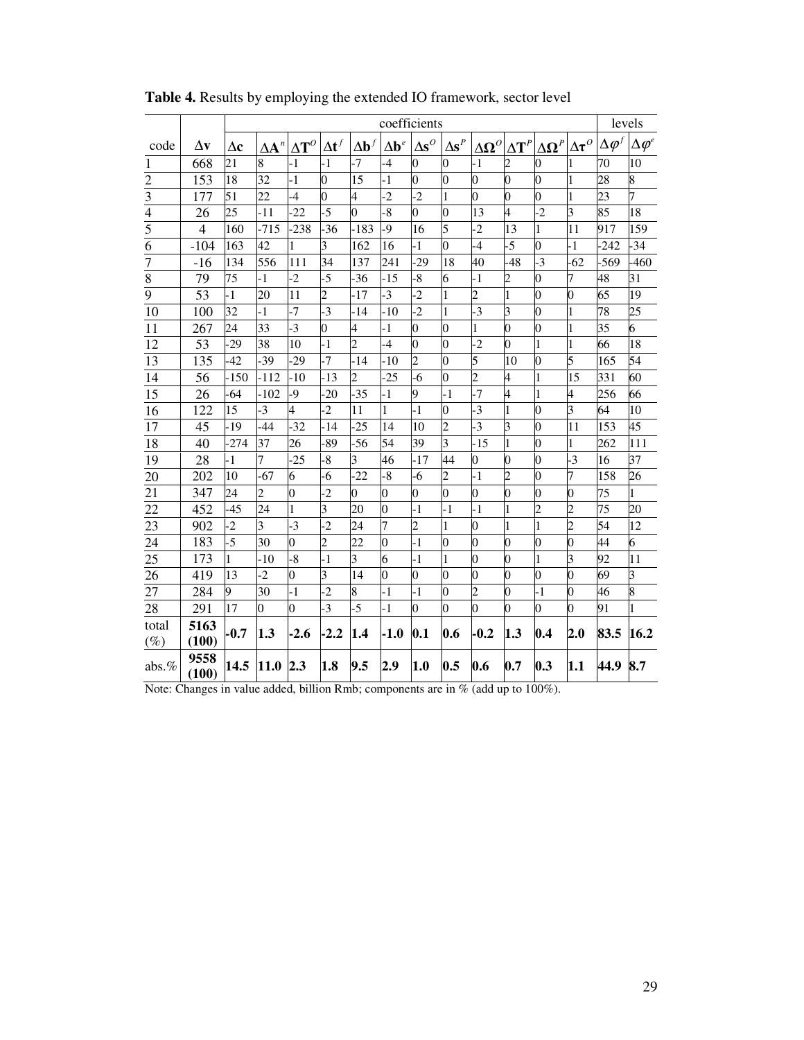**Table 4.** Results by employing the extended IO framework, sector level

| | | coefficients | | | | | | | | | | | | levels | |
|---|---|---|---|---|---|---|---|---|---|---|---|---|---|---|---|
| code | $\Delta\mathbf{v}$ | $\Delta\mathbf{c}$ | $\Delta\mathbf{A}^n$ | $\Delta\mathbf{T}^O$ | $\Delta\mathbf{t}^f$ | $\Delta\mathbf{b}^f$ | $\Delta\mathbf{b}^e$ | $\Delta\mathbf{s}^O$ | $\Delta\mathbf{s}^P$ | $\Delta\mathbf{\Omega}^O$ | $\Delta\mathbf{T}^P$ | $\Delta\mathbf{\Omega}^P$ | $\Delta\mathbf{\tau}^O$ | $\Delta\varphi^f$ | $\Delta\varphi^e$ |
| 1 | 668 | 21 | 8 | -1 | -1 | -7 | -4 | 0 | 0 | -1 | 2 | 0 | 1 | 70 | 10 |
| 2 | 153 | 18 | 32 | -1 | 0 | 15 | -1 | 0 | 0 | 0 | 0 | 0 | 1 | 28 | 8 |
| 3 | 177 | 51 | 22 | -4 | 0 | 4 | -2 | -2 | 1 | 0 | 0 | 0 | 1 | 23 | 7 |
| 4 | 26 | 25 | -11 | -22 | -5 | 0 | -8 | 0 | 0 | 13 | 4 | -2 | 3 | 85 | 18 |
| 5 | 4 | 160 | -715 | -238 | -36 | -183 | -9 | 16 | 5 | -2 | 13 | 1 | 11 | 917 | 159 |
| 6 | -104 | 163 | 42 | 1 | 3 | 162 | 16 | -1 | 0 | -4 | -5 | 0 | -1 | -242 | -34 |
| 7 | -16 | 134 | 556 | 111 | 34 | 137 | 241 | -29 | 18 | 40 | -48 | -3 | -62 | -569 | -460 |
| 8 | 79 | 75 | -1 | -2 | -5 | -36 | -15 | -8 | 6 | -1 | 2 | 0 | 7 | 48 | 31 |
| 9 | 53 | -1 | 20 | 11 | 2 | -17 | -3 | -2 | 1 | 2 | 1 | 0 | 0 | 65 | 19 |
| 10 | 100 | 32 | -1 | -7 | -3 | -14 | -10 | -2 | 1 | -3 | 3 | 0 | 1 | 78 | 25 |
| 11 | 267 | 24 | 33 | -3 | 0 | 4 | -1 | 0 | 0 | 1 | 0 | 0 | 1 | 35 | 6 |
| 12 | 53 | -29 | 38 | 10 | -1 | 2 | -4 | 0 | 0 | -2 | 0 | 1 | 1 | 66 | 18 |
| 13 | 135 | -42 | -39 | -29 | -7 | -14 | -10 | 2 | 0 | 5 | 10 | 0 | 5 | 165 | 54 |
| 14 | 56 | -150 | -112 | -10 | -13 | 2 | -25 | -6 | 0 | 2 | 4 | 1 | 15 | 331 | 60 |
| 15 | 26 | -64 | -102 | -9 | -20 | -35 | -1 | 9 | -1 | -7 | 4 | 1 | 4 | 256 | 66 |
| 16 | 122 | 15 | -3 | 4 | -2 | 11 | 1 | -1 | 0 | -3 | 1 | 0 | 3 | 64 | 10 |
| 17 | 45 | -19 | -44 | -32 | -14 | -25 | 14 | 10 | 2 | -3 | 3 | 0 | 11 | 153 | 45 |
| 18 | 40 | -274 | 37 | 26 | -89 | -56 | 54 | 39 | 3 | -15 | 1 | 0 | 1 | 262 | 111 |
| 19 | 28 | -1 | 7 | -25 | -8 | 3 | 46 | -17 | 44 | 0 | 0 | 0 | -3 | 16 | 37 |
| 20 | 202 | 10 | -67 | 6 | -6 | -22 | -8 | -6 | 2 | -1 | 2 | 0 | 7 | 158 | 26 |
| 21 | 347 | 24 | 2 | 0 | -2 | 0 | 0 | 0 | 0 | 0 | 0 | 0 | 0 | 75 | 1 |
| 22 | 452 | -45 | 24 | 1 | 3 | 20 | 0 | -1 | -1 | -1 | 1 | 2 | 2 | 75 | 20 |
| 23 | 902 | -2 | 3 | -3 | -2 | 24 | 7 | 2 | 1 | 0 | 1 | 1 | 2 | 54 | 12 |
| 24 | 183 | -5 | 30 | 0 | 2 | 22 | 0 | -1 | 0 | 0 | 0 | 0 | 0 | 44 | 6 |
| 25 | 173 | 1 | -10 | -8 | -1 | 3 | 6 | -1 | 1 | 0 | 0 | 1 | 3 | 92 | 11 |
| 26 | 419 | 13 | -2 | 0 | 3 | 14 | 0 | 0 | 0 | 0 | 0 | 0 | 0 | 69 | 3 |
| 27 | 284 | 9 | 30 | -1 | -2 | 8 | -1 | -1 | 0 | 2 | 0 | -1 | 0 | 46 | 8 |
| 28 | 291 | 17 | 0 | 0 | -3 | -5 | -1 | 0 | 0 | 0 | 0 | 0 | 0 | 91 | 1 |
| total (%) | **5163 (100)** | **-0.7** | **1.3** | **-2.6** | **-2.2** | **1.4** | **-1.0** | **0.1** | **0.6** | **-0.2** | **1.3** | **0.4** | **2.0** | **83.5** | **16.2** |
| abs.% | **9558 (100)** | **14.5** | **11.0** | **2.3** | **1.8** | **9.5** | **2.9** | **1.0** | **0.5** | **0.6** | **0.7** | **0.3** | **1.1** | **44.9** | **8.7** |

Note: Changes in value added, billion Rmb; components are in % (add up to 100%).